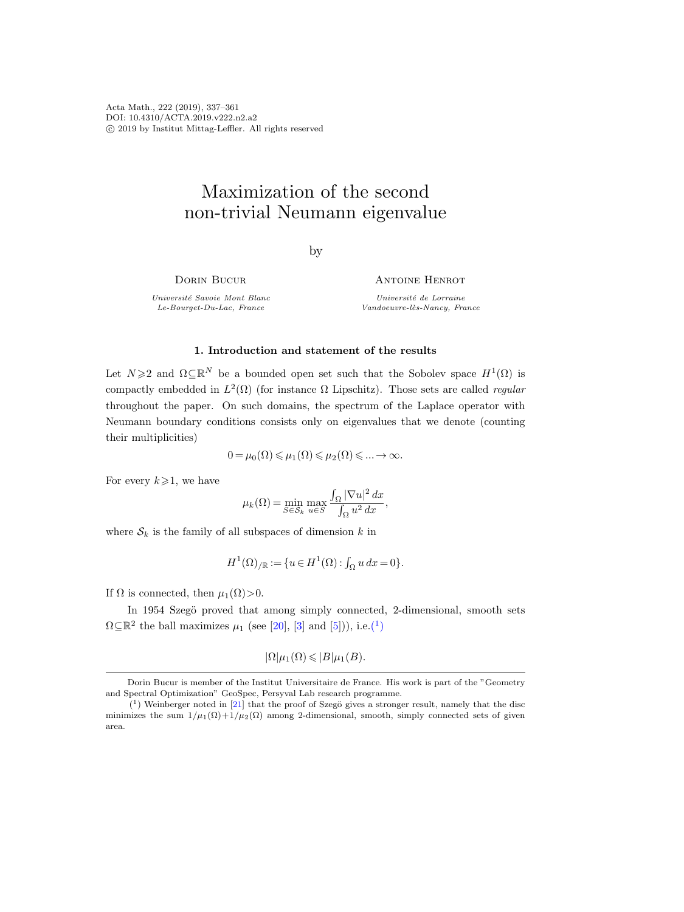Acta Math., 222 (2019), 337–361
DOI: 10.4310/ACTA.2019.v222.n2.a2
© 2019 by Institut Mittag-Leffler. All rights reserved

# Maximization of the second non-trivial Neumann eigenvalue

by

Dorin Bucur
*Université Savoie Mont Blanc*
*Le-Bourget-Du-Lac, France*

Antoine Henrot
*Université de Lorraine*
*Vandoeuvre-lès-Nancy, France*

## 1. Introduction and statement of the results

Let $N\geqslant 2$ and $\Omega\subseteq\mathbb{R}^N$ be a bounded open set such that the Sobolev space $H^1(\Omega)$ is compactly embedded in $L^2(\Omega)$ (for instance $\Omega$ Lipschitz). Those sets are called *regular* throughout the paper. On such domains, the spectrum of the Laplace operator with Neumann boundary conditions consists only on eigenvalues that we denote (counting their multiplicities)

$$0=\mu_0(\Omega)\leqslant\mu_1(\Omega)\leqslant\mu_2(\Omega)\leqslant\ldots\to\infty.$$

For every $k\geqslant 1$, we have

$$\mu_k(\Omega)=\min_{S\in\mathcal{S}_k}\max_{u\in S}\frac{\int_\Omega|\nabla u|^2\,dx}{\int_\Omega u^2\,dx},$$

where $\mathcal{S}_k$ is the family of all subspaces of dimension $k$ in

$$H^1(\Omega)_{/\mathbb{R}}:=\{u\in H^1(\Omega):\textstyle\int_\Omega u\,dx=0\}.$$

If $\Omega$ is connected, then $\mu_1(\Omega)>0$.

In 1954 Szegö proved that among simply connected, 2-dimensional, smooth sets $\Omega\subseteq\mathbb{R}^2$ the ball maximizes $\mu_1$ (see [20], [3] and [5])), i.e.[1]

$$|\Omega|\mu_1(\Omega)\leqslant|B|\mu_1(B).$$

---

Dorin Bucur is member of the Institut Universitaire de France. His work is part of the "Geometry and Spectral Optimization" GeoSpec, Persyval Lab research programme.

[1] Weinberger noted in [21] that the proof of Szegö gives a stronger result, namely that the disc minimizes the sum $1/\mu_1(\Omega)+1/\mu_2(\Omega)$ among 2-dimensional, smooth, simply connected sets of given area.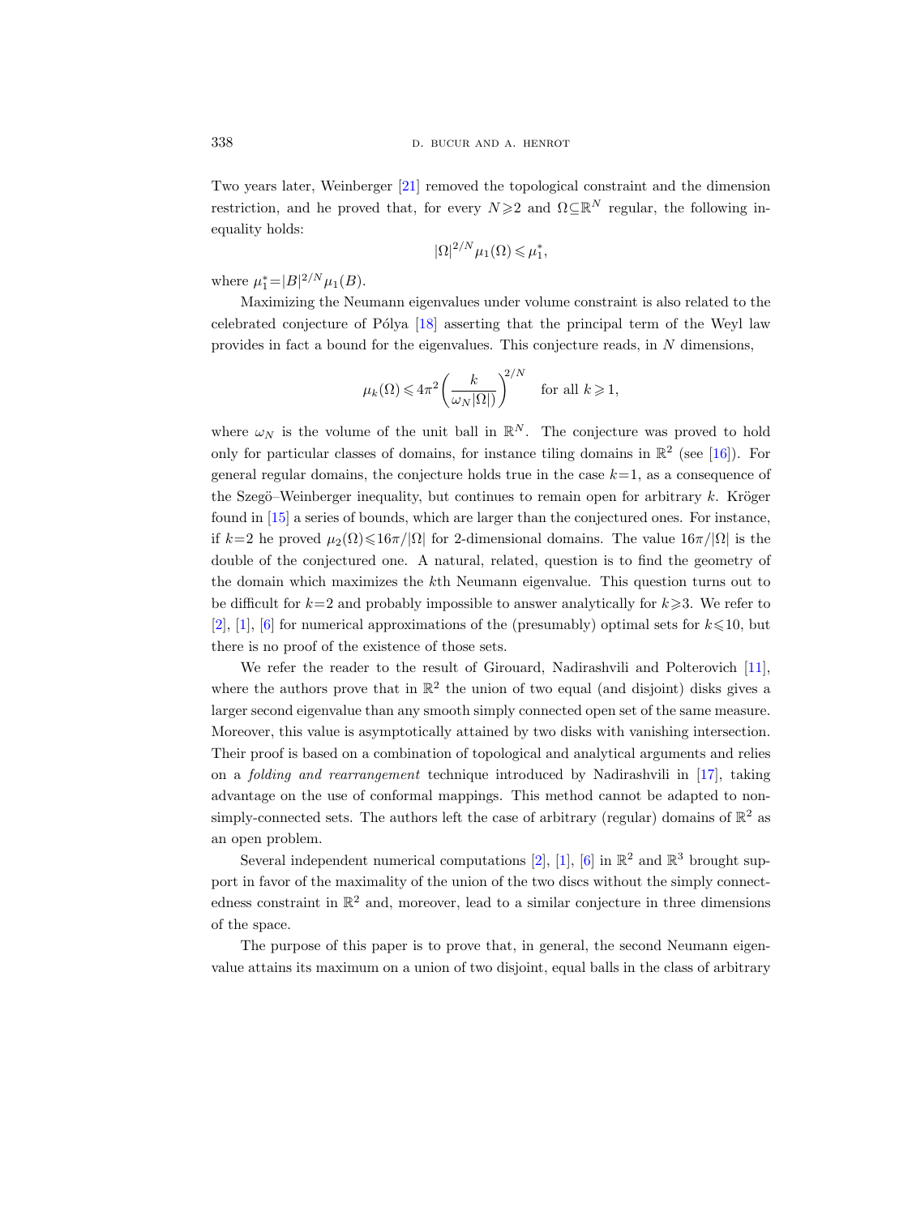Two years later, Weinberger [21] removed the topological constraint and the dimension restriction, and he proved that, for every $N\geqslant 2$ and $\Omega\subseteq\mathbb{R}^N$ regular, the following inequality holds:

$$|\Omega|^{2/N}\mu_1(\Omega)\leqslant\mu_1^*,$$

where $\mu_1^*=|B|^{2/N}\mu_1(B)$.

Maximizing the Neumann eigenvalues under volume constraint is also related to the celebrated conjecture of Pólya [18] asserting that the principal term of the Weyl law provides in fact a bound for the eigenvalues. This conjecture reads, in $N$ dimensions,

$$\mu_k(\Omega)\leqslant 4\pi^2\left(\frac{k}{\omega_N|\Omega|)}\right)^{2/N} \quad \text{for all } k\geqslant 1,$$

where $\omega_N$ is the volume of the unit ball in $\mathbb{R}^N$. The conjecture was proved to hold only for particular classes of domains, for instance tiling domains in $\mathbb{R}^2$ (see [16]). For general regular domains, the conjecture holds true in the case $k=1$, as a consequence of the Szegö–Weinberger inequality, but continues to remain open for arbitrary $k$. Kröger found in [15] a series of bounds, which are larger than the conjectured ones. For instance, if $k=2$ he proved $\mu_2(\Omega)\leqslant 16\pi/|\Omega|$ for 2-dimensional domains. The value $16\pi/|\Omega|$ is the double of the conjectured one. A natural, related, question is to find the geometry of the domain which maximizes the $k$th Neumann eigenvalue. This question turns out to be difficult for $k=2$ and probably impossible to answer analytically for $k\geqslant 3$. We refer to [2], [1], [6] for numerical approximations of the (presumably) optimal sets for $k\leqslant 10$, but there is no proof of the existence of those sets.

We refer the reader to the result of Girouard, Nadirashvili and Polterovich [11], where the authors prove that in $\mathbb{R}^2$ the union of two equal (and disjoint) disks gives a larger second eigenvalue than any smooth simply connected open set of the same measure. Moreover, this value is asymptotically attained by two disks with vanishing intersection. Their proof is based on a combination of topological and analytical arguments and relies on a *folding and rearrangement* technique introduced by Nadirashvili in [17], taking advantage on the use of conformal mappings. This method cannot be adapted to non-simply-connected sets. The authors left the case of arbitrary (regular) domains of $\mathbb{R}^2$ as an open problem.

Several independent numerical computations [2], [1], [6] in $\mathbb{R}^2$ and $\mathbb{R}^3$ brought support in favor of the maximality of the union of the two discs without the simply connectedness constraint in $\mathbb{R}^2$ and, moreover, lead to a similar conjecture in three dimensions of the space.

The purpose of this paper is to prove that, in general, the second Neumann eigenvalue attains its maximum on a union of two disjoint, equal balls in the class of arbitrary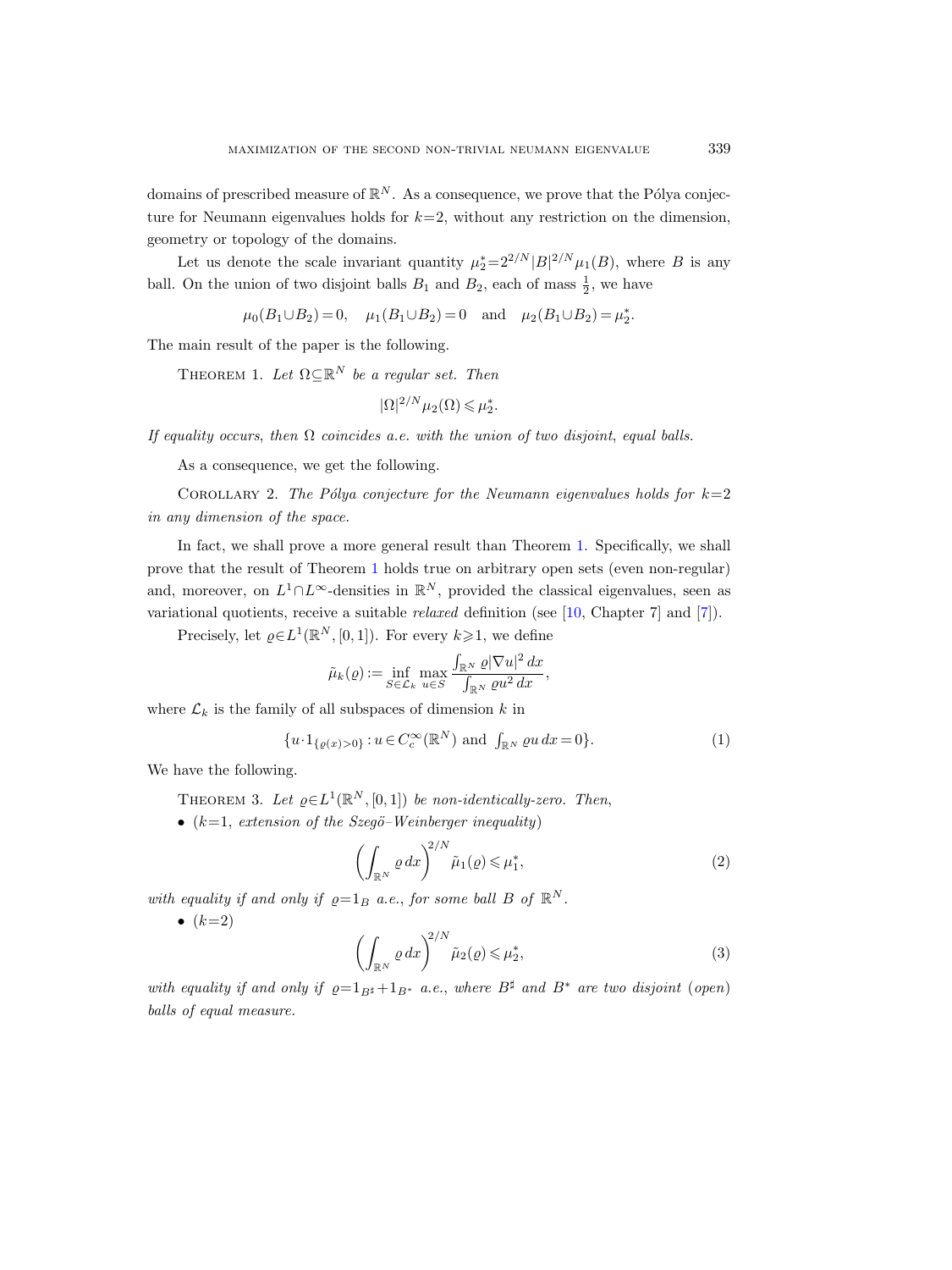domains of prescribed measure of $\mathbb{R}^N$. As a consequence, we prove that the Pólya conjecture for Neumann eigenvalues holds for $k=2$, without any restriction on the dimension, geometry or topology of the domains.

Let us denote the scale invariant quantity $\mu_2^* = 2^{2/N}|B|^{2/N}\mu_1(B)$, where $B$ is any ball. On the union of two disjoint balls $B_1$ and $B_2$, each of mass $\frac{1}{2}$, we have

$$\mu_0(B_1 \cup B_2) = 0, \quad \mu_1(B_1 \cup B_2) = 0 \quad \text{and} \quad \mu_2(B_1 \cup B_2) = \mu_2^*.$$

The main result of the paper is the following.

THEOREM 1. *Let $\Omega \subseteq \mathbb{R}^N$ be a regular set. Then*

$$|\Omega|^{2/N}\mu_2(\Omega) \leqslant \mu_2^*.$$

*If equality occurs, then $\Omega$ coincides a.e. with the union of two disjoint, equal balls.*

As a consequence, we get the following.

COROLLARY 2. *The Pólya conjecture for the Neumann eigenvalues holds for $k=2$ in any dimension of the space.*

In fact, we shall prove a more general result than Theorem 1. Specifically, we shall prove that the result of Theorem 1 holds true on arbitrary open sets (even non-regular) and, moreover, on $L^1 \cap L^\infty$-densities in $\mathbb{R}^N$, provided the classical eigenvalues, seen as variational quotients, receive a suitable *relaxed* definition (see [10, Chapter 7] and [7]).

Precisely, let $\varrho \in L^1(\mathbb{R}^N, [0,1])$. For every $k \geqslant 1$, we define

$$\tilde{\mu}_k(\varrho) := \inf_{S \in \mathcal{L}_k} \max_{u \in S} \frac{\int_{\mathbb{R}^N} \varrho |\nabla u|^2 \, dx}{\int_{\mathbb{R}^N} \varrho u^2 \, dx},$$

where $\mathcal{L}_k$ is the family of all subspaces of dimension $k$ in

$$\{u \cdot 1_{\{\varrho(x)>0\}} : u \in C_c^\infty(\mathbb{R}^N) \text{ and } \textstyle\int_{\mathbb{R}^N} \varrho u \, dx = 0\}. \tag{1}$$

We have the following.

THEOREM 3. *Let $\varrho \in L^1(\mathbb{R}^N, [0,1])$ be non-identically-zero. Then,*

- ($k=1$, *extension of the Szegö–Weinberger inequality*)

$$\left(\int_{\mathbb{R}^N} \varrho \, dx\right)^{2/N} \tilde{\mu}_1(\varrho) \leqslant \mu_1^*, \tag{2}$$

*with equality if and only if $\varrho = 1_B$ a.e., for some ball $B$ of $\mathbb{R}^N$.*

- ($k=2$)

$$\left(\int_{\mathbb{R}^N} \varrho \, dx\right)^{2/N} \tilde{\mu}_2(\varrho) \leqslant \mu_2^*, \tag{3}$$

*with equality if and only if $\varrho = 1_{B^\sharp} + 1_{B^*}$ a.e., where $B^\sharp$ and $B^*$ are two disjoint (open) balls of equal measure.*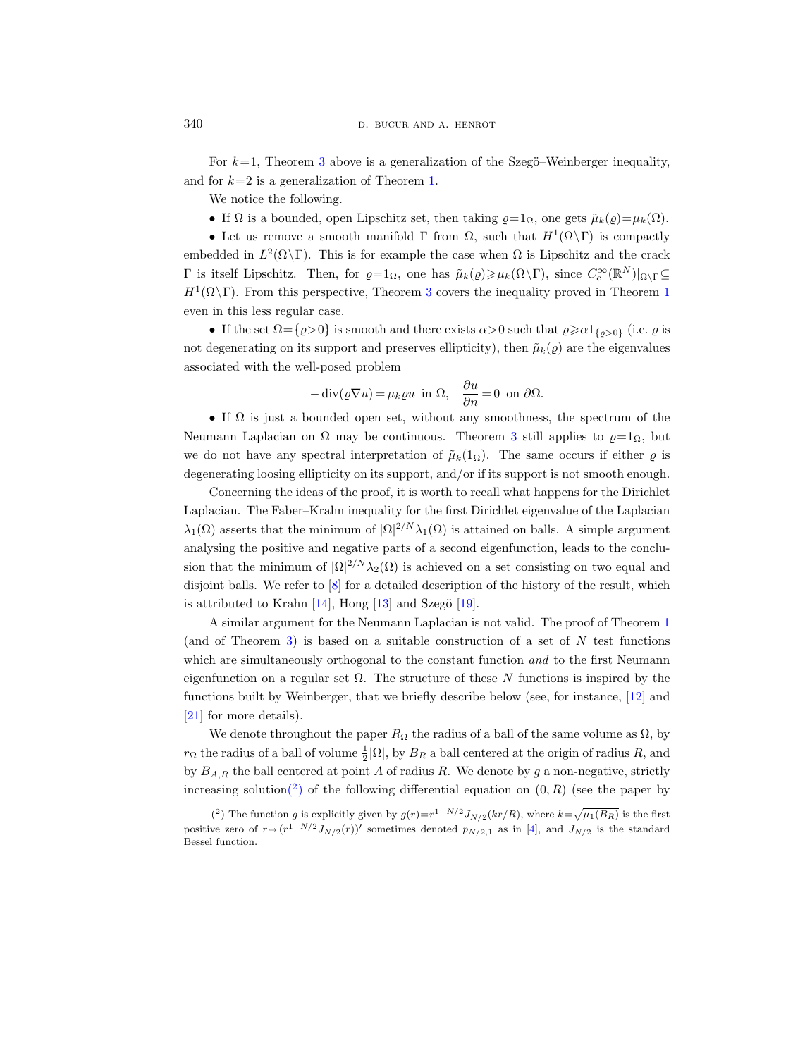For $k=1$, Theorem 3 above is a generalization of the Szegö–Weinberger inequality, and for $k=2$ is a generalization of Theorem 1.

We notice the following.

- If $\Omega$ is a bounded, open Lipschitz set, then taking $\varrho=1_\Omega$, one gets $\tilde{\mu}_k(\varrho)=\mu_k(\Omega)$.
- Let us remove a smooth manifold $\Gamma$ from $\Omega$, such that $H^1(\Omega\setminus\Gamma)$ is compactly embedded in $L^2(\Omega\setminus\Gamma)$. This is for example the case when $\Omega$ is Lipschitz and the crack $\Gamma$ is itself Lipschitz. Then, for $\varrho=1_\Omega$, one has $\tilde{\mu}_k(\varrho)\geqslant\mu_k(\Omega\setminus\Gamma)$, since $C_c^\infty(\mathbb{R}^N)|_{\Omega\setminus\Gamma}\subseteq H^1(\Omega\setminus\Gamma)$. From this perspective, Theorem 3 covers the inequality proved in Theorem 1 even in this less regular case.
- If the set $\Omega=\{\varrho>0\}$ is smooth and there exists $\alpha>0$ such that $\varrho\geqslant\alpha 1_{\{\varrho>0\}}$ (i.e. $\varrho$ is not degenerating on its support and preserves ellipticity), then $\tilde{\mu}_k(\varrho)$ are the eigenvalues associated with the well-posed problem

$$-\operatorname{div}(\varrho\nabla u)=\mu_k\varrho u \;\text{ in } \Omega, \quad \frac{\partial u}{\partial n}=0 \;\text{ on } \partial\Omega.$$

- If $\Omega$ is just a bounded open set, without any smoothness, the spectrum of the Neumann Laplacian on $\Omega$ may be continuous. Theorem 3 still applies to $\varrho=1_\Omega$, but we do not have any spectral interpretation of $\tilde{\mu}_k(1_\Omega)$. The same occurs if either $\varrho$ is degenerating loosing ellipticity on its support, and/or if its support is not smooth enough.

Concerning the ideas of the proof, it is worth to recall what happens for the Dirichlet Laplacian. The Faber–Krahn inequality for the first Dirichlet eigenvalue of the Laplacian $\lambda_1(\Omega)$ asserts that the minimum of $|\Omega|^{2/N}\lambda_1(\Omega)$ is attained on balls. A simple argument analysing the positive and negative parts of a second eigenfunction, leads to the conclusion that the minimum of $|\Omega|^{2/N}\lambda_2(\Omega)$ is achieved on a set consisting on two equal and disjoint balls. We refer to [8] for a detailed description of the history of the result, which is attributed to Krahn [14], Hong [13] and Szegö [19].

A similar argument for the Neumann Laplacian is not valid. The proof of Theorem 1 (and of Theorem 3) is based on a suitable construction of a set of $N$ test functions which are simultaneously orthogonal to the constant function *and* to the first Neumann eigenfunction on a regular set $\Omega$. The structure of these $N$ functions is inspired by the functions built by Weinberger, that we briefly describe below (see, for instance, [12] and [21] for more details).

We denote throughout the paper $R_\Omega$ the radius of a ball of the same volume as $\Omega$, by $r_\Omega$ the radius of a ball of volume $\frac{1}{2}|\Omega|$, by $B_R$ a ball centered at the origin of radius $R$, and by $B_{A,R}$ the ball centered at point $A$ of radius $R$. We denote by $g$ a non-negative, strictly increasing solution([2]) of the following differential equation on $(0,R)$ (see the paper by

([2]) The function $g$ is explicitly given by $g(r)=r^{1-N/2}J_{N/2}(kr/R)$, where $k=\sqrt{\mu_1(B_R)}$ is the first positive zero of $r\mapsto(r^{1-N/2}J_{N/2}(r))'$ sometimes denoted $p_{N/2,1}$ as in [4], and $J_{N/2}$ is the standard Bessel function.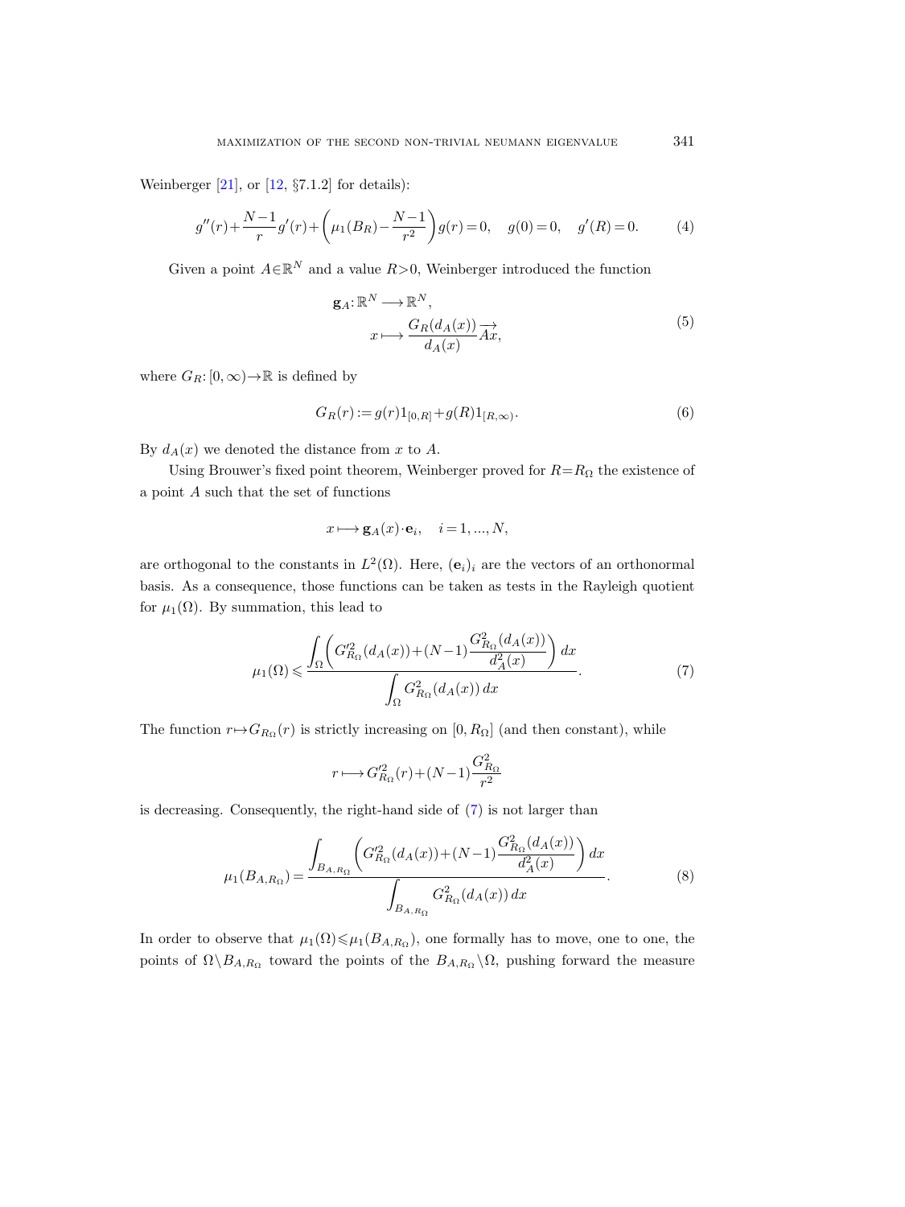Weinberger [21], or [12, §7.1.2] for details):

$$g''(r)+\frac{N-1}{r}g'(r)+\left(\mu_1(B_R)-\frac{N-1}{r^2}\right)g(r)=0, \quad g(0)=0, \quad g'(R)=0. \tag{4}$$

Given a point $A\in\mathbb{R}^N$ and a value $R>0$, Weinberger introduced the function

$$\begin{aligned}\mathbf{g}_A\colon \mathbb{R}^N &\longrightarrow \mathbb{R}^N,\\ x &\longmapsto \frac{G_R(d_A(x))}{d_A(x)}\overrightarrow{Ax},\end{aligned} \tag{5}$$

where $G_R\colon [0,\infty)\to\mathbb{R}$ is defined by

$$G_R(r):=g(r)1_{[0,R]}+g(R)1_{[R,\infty)}. \tag{6}$$

By $d_A(x)$ we denoted the distance from $x$ to $A$.

Using Brouwer's fixed point theorem, Weinberger proved for $R=R_\Omega$ the existence of a point $A$ such that the set of functions

$$x\longmapsto \mathbf{g}_A(x)\cdot\mathbf{e}_i, \quad i=1,...,N,$$

are orthogonal to the constants in $L^2(\Omega)$. Here, $(\mathbf{e}_i)_i$ are the vectors of an orthonormal basis. As a consequence, those functions can be taken as tests in the Rayleigh quotient for $\mu_1(\Omega)$. By summation, this lead to

$$\mu_1(\Omega)\leqslant \frac{\displaystyle\int_\Omega\left(G_{R_\Omega}'^2(d_A(x))+(N-1)\frac{G_{R_\Omega}^2(d_A(x))}{d_A^2(x)}\right)dx}{\displaystyle\int_\Omega G_{R_\Omega}^2(d_A(x))\,dx}. \tag{7}$$

The function $r\mapsto G_{R_\Omega}(r)$ is strictly increasing on $[0,R_\Omega]$ (and then constant), while

$$r\longmapsto G_{R_\Omega}'^2(r)+(N-1)\frac{G_{R_\Omega}^2}{r^2}$$

is decreasing. Consequently, the right-hand side of (7) is not larger than

$$\mu_1(B_{A,R_\Omega})=\frac{\displaystyle\int_{B_{A,R_\Omega}}\left(G_{R_\Omega}'^2(d_A(x))+(N-1)\frac{G_{R_\Omega}^2(d_A(x))}{d_A^2(x)}\right)dx}{\displaystyle\int_{B_{A,R_\Omega}} G_{R_\Omega}^2(d_A(x))\,dx}. \tag{8}$$

In order to observe that $\mu_1(\Omega)\leqslant\mu_1(B_{A,R_\Omega})$, one formally has to move, one to one, the points of $\Omega\setminus B_{A,R_\Omega}$ toward the points of the $B_{A,R_\Omega}\setminus\Omega$, pushing forward the measure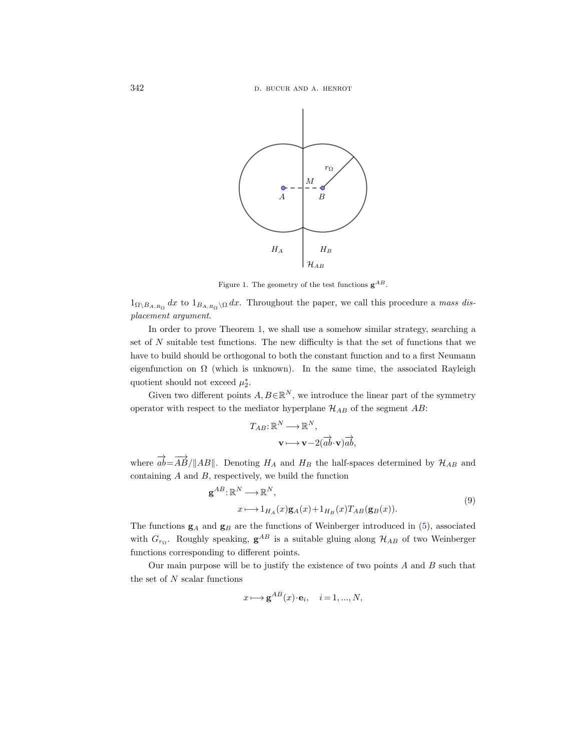Figure 1. The geometry of the test functions $\mathbf{g}^{AB}$.

$1_{\Omega\setminus B_{A,R_\Omega}}\,dx$ to $1_{B_{A,R_\Omega}\setminus\Omega}\,dx$. Throughout the paper, we call this procedure a *mass displacement argument*.

In order to prove Theorem 1, we shall use a somehow similar strategy, searching a set of $N$ suitable test functions. The new difficulty is that the set of functions that we have to build should be orthogonal to both the constant function and to a first Neumann eigenfunction on $\Omega$ (which is unknown). In the same time, the associated Rayleigh quotient should not exceed $\mu_2^*$.

Given two different points $A, B\in\mathbb{R}^N$, we introduce the linear part of the symmetry operator with respect to the mediator hyperplane $\mathcal{H}_{AB}$ of the segment $AB$:

$$
\begin{aligned}
T_{AB}\colon \mathbb{R}^N &\longrightarrow \mathbb{R}^N,\\
\mathbf{v} &\longmapsto \mathbf{v}-2(\overrightarrow{ab}\cdot\mathbf{v})\overrightarrow{ab},
\end{aligned}
$$

where $\overrightarrow{ab}=\overrightarrow{AB}/\|AB\|$. Denoting $H_A$ and $H_B$ the half-spaces determined by $\mathcal{H}_{AB}$ and containing $A$ and $B$, respectively, we build the function

$$
\begin{aligned}
\mathbf{g}^{AB}\colon \mathbb{R}^N &\longrightarrow \mathbb{R}^N,\\
x &\longmapsto 1_{H_A}(x)\mathbf{g}_A(x)+1_{H_B}(x)T_{AB}(\mathbf{g}_B(x)).
\end{aligned}
\tag{9}
$$

The functions $\mathbf{g}_A$ and $\mathbf{g}_B$ are the functions of Weinberger introduced in (5), associated with $G_{r_\Omega}$. Roughly speaking, $\mathbf{g}^{AB}$ is a suitable gluing along $\mathcal{H}_{AB}$ of two Weinberger functions corresponding to different points.

Our main purpose will be to justify the existence of two points $A$ and $B$ such that the set of $N$ scalar functions

$$
x\longmapsto \mathbf{g}^{AB}(x)\cdot\mathbf{e}_i,\quad i=1,\dots,N,
$$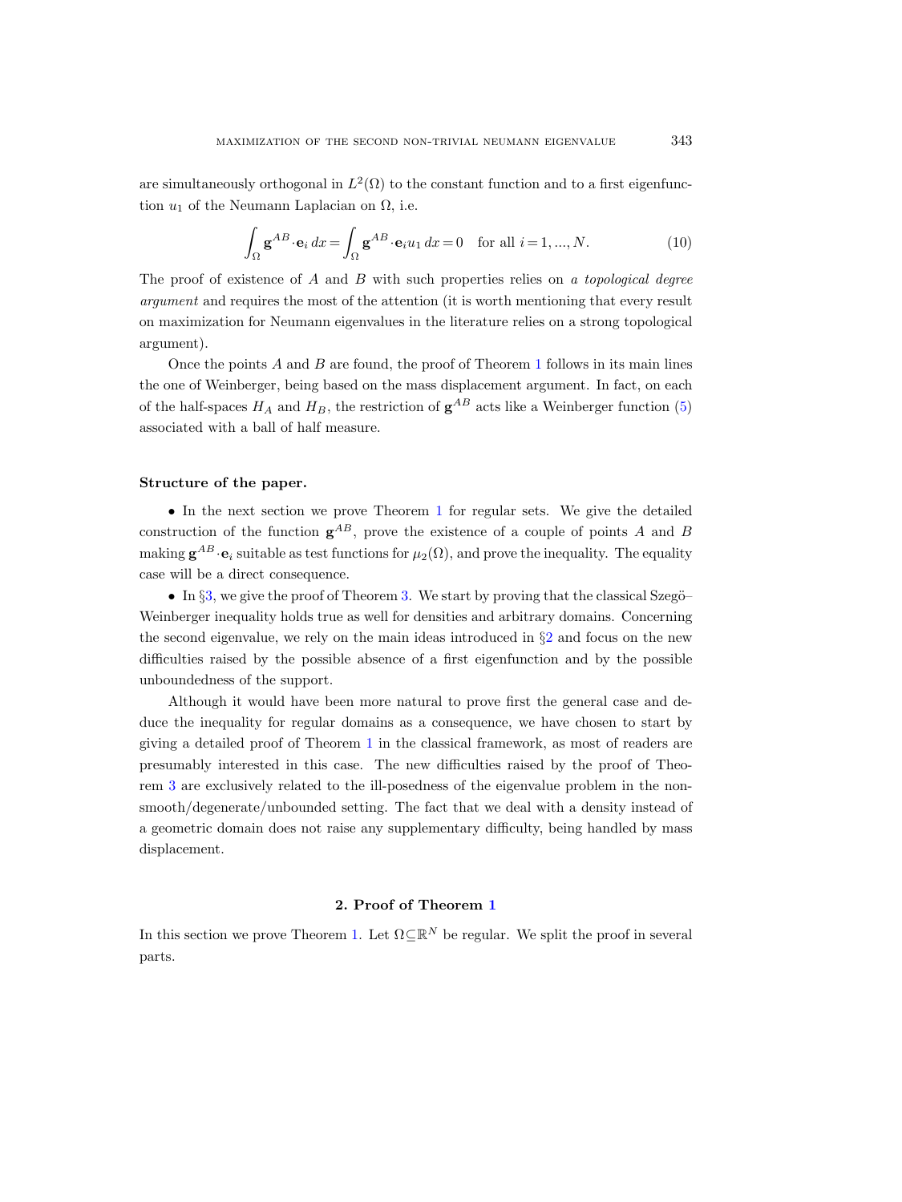are simultaneously orthogonal in $L^2(\Omega)$ to the constant function and to a first eigenfunction $u_1$ of the Neumann Laplacian on $\Omega$, i.e.

$$\int_\Omega \mathbf{g}^{AB}\cdot\mathbf{e}_i\,dx = \int_\Omega \mathbf{g}^{AB}\cdot\mathbf{e}_i u_1\,dx = 0 \quad \text{for all } i=1,...,N. \tag{10}$$

The proof of existence of $A$ and $B$ with such properties relies on *a topological degree argument* and requires the most of the attention (it is worth mentioning that every result on maximization for Neumann eigenvalues in the literature relies on a strong topological argument).

Once the points $A$ and $B$ are found, the proof of Theorem 1 follows in its main lines the one of Weinberger, being based on the mass displacement argument. In fact, on each of the half-spaces $H_A$ and $H_B$, the restriction of $\mathbf{g}^{AB}$ acts like a Weinberger function (5) associated with a ball of half measure.

**Structure of the paper.**

- In the next section we prove Theorem 1 for regular sets. We give the detailed construction of the function $\mathbf{g}^{AB}$, prove the existence of a couple of points $A$ and $B$ making $\mathbf{g}^{AB}\cdot\mathbf{e}_i$ suitable as test functions for $\mu_2(\Omega)$, and prove the inequality. The equality case will be a direct consequence.

- In §3, we give the proof of Theorem 3. We start by proving that the classical Szegö–Weinberger inequality holds true as well for densities and arbitrary domains. Concerning the second eigenvalue, we rely on the main ideas introduced in §2 and focus on the new difficulties raised by the possible absence of a first eigenfunction and by the possible unboundedness of the support.

Although it would have been more natural to prove first the general case and deduce the inequality for regular domains as a consequence, we have chosen to start by giving a detailed proof of Theorem 1 in the classical framework, as most of readers are presumably interested in this case. The new difficulties raised by the proof of Theorem 3 are exclusively related to the ill-posedness of the eigenvalue problem in the non-smooth/degenerate/unbounded setting. The fact that we deal with a density instead of a geometric domain does not raise any supplementary difficulty, being handled by mass displacement.

## 2. Proof of Theorem 1

In this section we prove Theorem 1. Let $\Omega\subseteq\mathbb{R}^N$ be regular. We split the proof in several parts.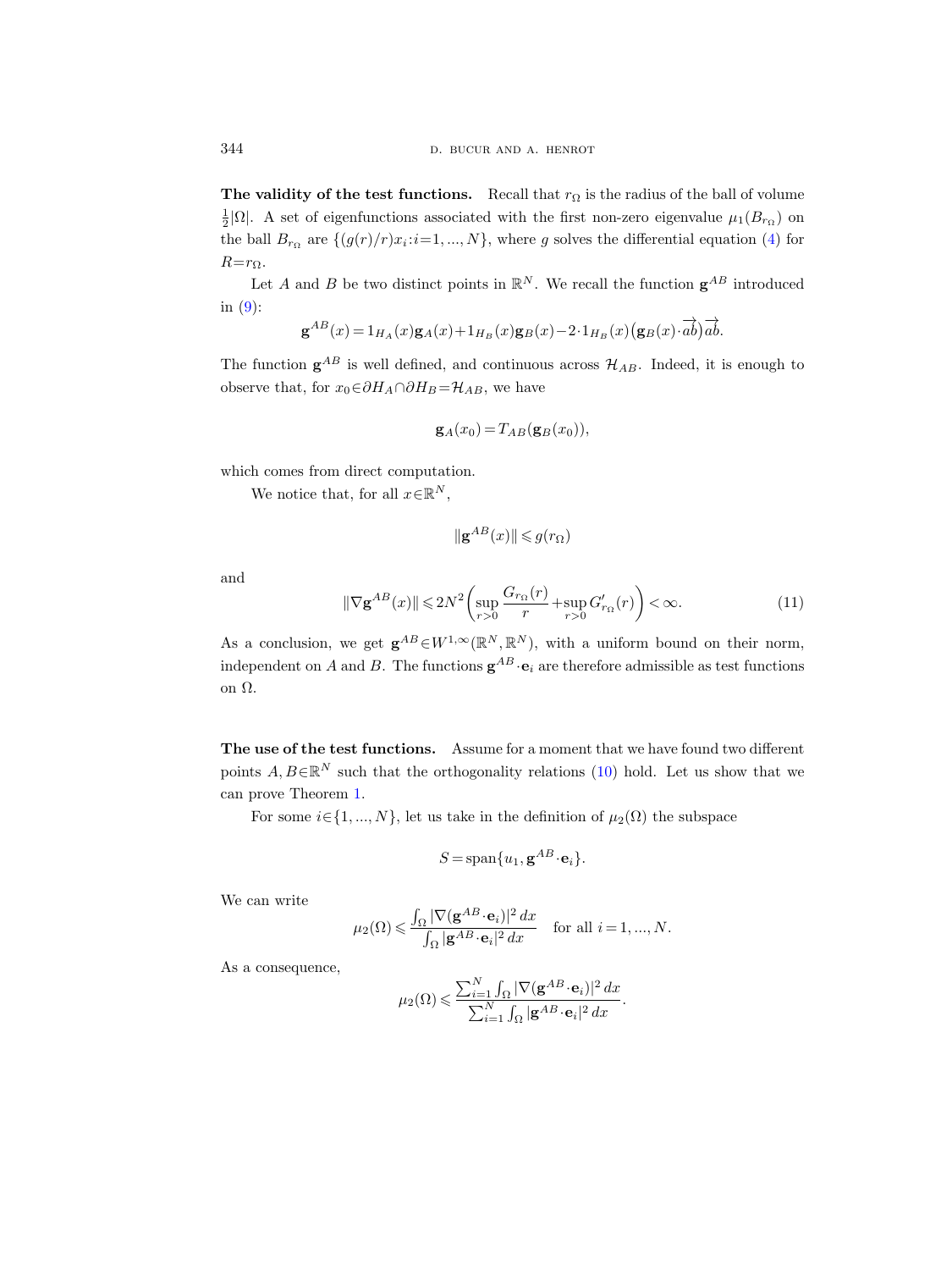**The validity of the test functions.** Recall that $r_\Omega$ is the radius of the ball of volume $\frac{1}{2}|\Omega|$. A set of eigenfunctions associated with the first non-zero eigenvalue $\mu_1(B_{r_\Omega})$ on the ball $B_{r_\Omega}$ are $\{(g(r)/r)x_i : i=1,...,N\}$, where $g$ solves the differential equation (4) for $R=r_\Omega$.

Let $A$ and $B$ be two distinct points in $\mathbb{R}^N$. We recall the function $\mathbf{g}^{AB}$ introduced in (9):

$$\mathbf{g}^{AB}(x) = 1_{H_A}(x)\mathbf{g}_A(x) + 1_{H_B}(x)\mathbf{g}_B(x) - 2\cdot 1_{H_B}(x)\big(\mathbf{g}_B(x)\cdot\overrightarrow{ab}\big)\overrightarrow{ab}.$$

The function $\mathbf{g}^{AB}$ is well defined, and continuous across $\mathcal{H}_{AB}$. Indeed, it is enough to observe that, for $x_0 \in \partial H_A \cap \partial H_B = \mathcal{H}_{AB}$, we have

$$\mathbf{g}_A(x_0) = T_{AB}(\mathbf{g}_B(x_0)),$$

which comes from direct computation.

We notice that, for all $x \in \mathbb{R}^N$,

$$\|\mathbf{g}^{AB}(x)\| \leqslant g(r_\Omega)$$

and

$$\|\nabla \mathbf{g}^{AB}(x)\| \leqslant 2N^2\left(\sup_{r>0}\frac{G_{r_\Omega}(r)}{r} + \sup_{r>0} G'_{r_\Omega}(r)\right) < \infty. \tag{11}$$

As a conclusion, we get $\mathbf{g}^{AB} \in W^{1,\infty}(\mathbb{R}^N, \mathbb{R}^N)$, with a uniform bound on their norm, independent on $A$ and $B$. The functions $\mathbf{g}^{AB}\cdot\mathbf{e}_i$ are therefore admissible as test functions on $\Omega$.

**The use of the test functions.** Assume for a moment that we have found two different points $A, B \in \mathbb{R}^N$ such that the orthogonality relations (10) hold. Let us show that we can prove Theorem 1.

For some $i \in \{1, ..., N\}$, let us take in the definition of $\mu_2(\Omega)$ the subspace

$$S = \operatorname{span}\{u_1, \mathbf{g}^{AB}\cdot\mathbf{e}_i\}.$$

We can write

$$\mu_2(\Omega) \leqslant \frac{\int_\Omega |\nabla(\mathbf{g}^{AB}\cdot\mathbf{e}_i)|^2\,dx}{\int_\Omega |\mathbf{g}^{AB}\cdot\mathbf{e}_i|^2\,dx} \quad \text{for all } i=1,...,N.$$

As a consequence,

$$\mu_2(\Omega) \leqslant \frac{\sum_{i=1}^N \int_\Omega |\nabla(\mathbf{g}^{AB}\cdot\mathbf{e}_i)|^2\,dx}{\sum_{i=1}^N \int_\Omega |\mathbf{g}^{AB}\cdot\mathbf{e}_i|^2\,dx}.$$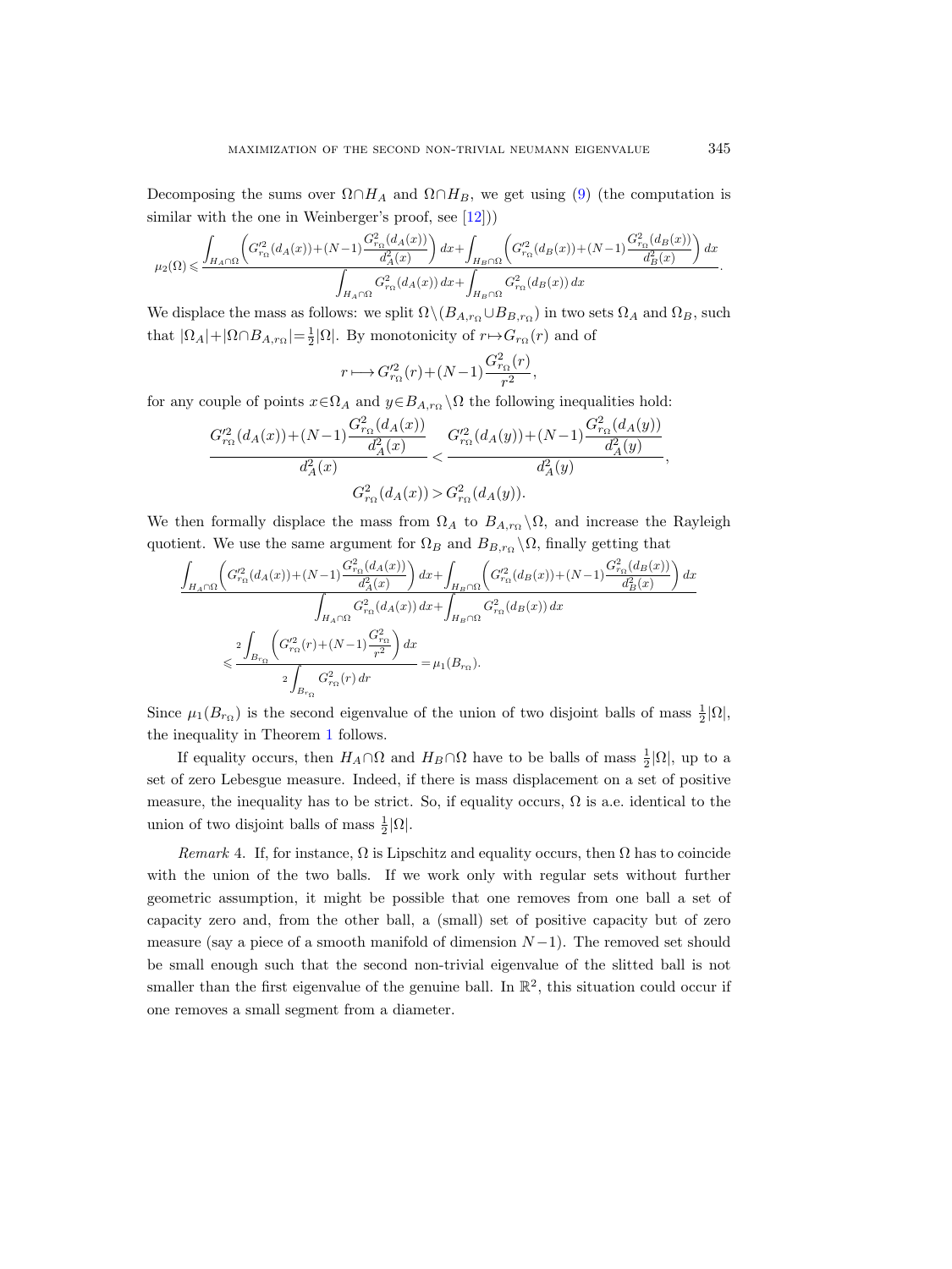Decomposing the sums over $\Omega\cap H_A$ and $\Omega\cap H_B$, we get using (9) (the computation is similar with the one in Weinberger's proof, see [12]))

$$\mu_2(\Omega)\leqslant \frac{\displaystyle\int_{H_A\cap\Omega}\left(G'^2_{r_\Omega}(d_A(x))+(N-1)\frac{G^2_{r_\Omega}(d_A(x))}{d_A^2(x)}\right)dx+\int_{H_B\cap\Omega}\left(G'^2_{r_\Omega}(d_B(x))+(N-1)\frac{G^2_{r_\Omega}(d_B(x))}{d_B^2(x)}\right)dx}{\displaystyle\int_{H_A\cap\Omega}G^2_{r_\Omega}(d_A(x))\,dx+\int_{H_B\cap\Omega}G^2_{r_\Omega}(d_B(x))\,dx}.$$

We displace the mass as follows: we split $\Omega\setminus(B_{A,r_\Omega}\cup B_{B,r_\Omega})$ in two sets $\Omega_A$ and $\Omega_B$, such that $|\Omega_A|+|\Omega\cap B_{A,r_\Omega}|=\frac{1}{2}|\Omega|$. By monotonicity of $r\mapsto G_{r_\Omega}(r)$ and of

$$r\longmapsto G'^2_{r_\Omega}(r)+(N-1)\frac{G^2_{r_\Omega}(r)}{r^2},$$

for any couple of points $x\in\Omega_A$ and $y\in B_{A,r_\Omega}\setminus\Omega$ the following inequalities hold:

$$\frac{G'^2_{r_\Omega}(d_A(x))+(N-1)\dfrac{G^2_{r_\Omega}(d_A(x))}{d_A^2(x)}}{d_A^2(x)}<\frac{G'^2_{r_\Omega}(d_A(y))+(N-1)\dfrac{G^2_{r_\Omega}(d_A(y))}{d_A^2(y)}}{d_A^2(y)},$$

$$G^2_{r_\Omega}(d_A(x))>G^2_{r_\Omega}(d_A(y)).$$

We then formally displace the mass from $\Omega_A$ to $B_{A,r_\Omega}\setminus\Omega$, and increase the Rayleigh quotient. We use the same argument for $\Omega_B$ and $B_{B,r_\Omega}\setminus\Omega$, finally getting that

$$\frac{\displaystyle\int_{H_A\cap\Omega}\left(G'^2_{r_\Omega}(d_A(x))+(N-1)\frac{G^2_{r_\Omega}(d_A(x))}{d_A^2(x)}\right)dx+\int_{H_B\cap\Omega}\left(G'^2_{r_\Omega}(d_B(x))+(N-1)\frac{G^2_{r_\Omega}(d_B(x))}{d_B^2(x)}\right)dx}{\displaystyle\int_{H_A\cap\Omega}G^2_{r_\Omega}(d_A(x))\,dx+\int_{H_B\cap\Omega}G^2_{r_\Omega}(d_B(x))\,dx}$$

$$\leqslant\frac{2\displaystyle\int_{B_{r_\Omega}}\left(G'^2_{r_\Omega}(r)+(N-1)\frac{G^2_{r_\Omega}}{r^2}\right)dx}{2\displaystyle\int_{B_{r_\Omega}}G^2_{r_\Omega}(r)\,dr}=\mu_1(B_{r_\Omega}).$$

Since $\mu_1(B_{r_\Omega})$ is the second eigenvalue of the union of two disjoint balls of mass $\frac{1}{2}|\Omega|$, the inequality in Theorem 1 follows.

If equality occurs, then $H_A\cap\Omega$ and $H_B\cap\Omega$ have to be balls of mass $\frac{1}{2}|\Omega|$, up to a set of zero Lebesgue measure. Indeed, if there is mass displacement on a set of positive measure, the inequality has to be strict. So, if equality occurs, $\Omega$ is a.e. identical to the union of two disjoint balls of mass $\frac{1}{2}|\Omega|$.

*Remark* 4. If, for instance, $\Omega$ is Lipschitz and equality occurs, then $\Omega$ has to coincide with the union of the two balls. If we work only with regular sets without further geometric assumption, it might be possible that one removes from one ball a set of capacity zero and, from the other ball, a (small) set of positive capacity but of zero measure (say a piece of a smooth manifold of dimension $N-1$). The removed set should be small enough such that the second non-trivial eigenvalue of the slitted ball is not smaller than the first eigenvalue of the genuine ball. In $\mathbb{R}^2$, this situation could occur if one removes a small segment from a diameter.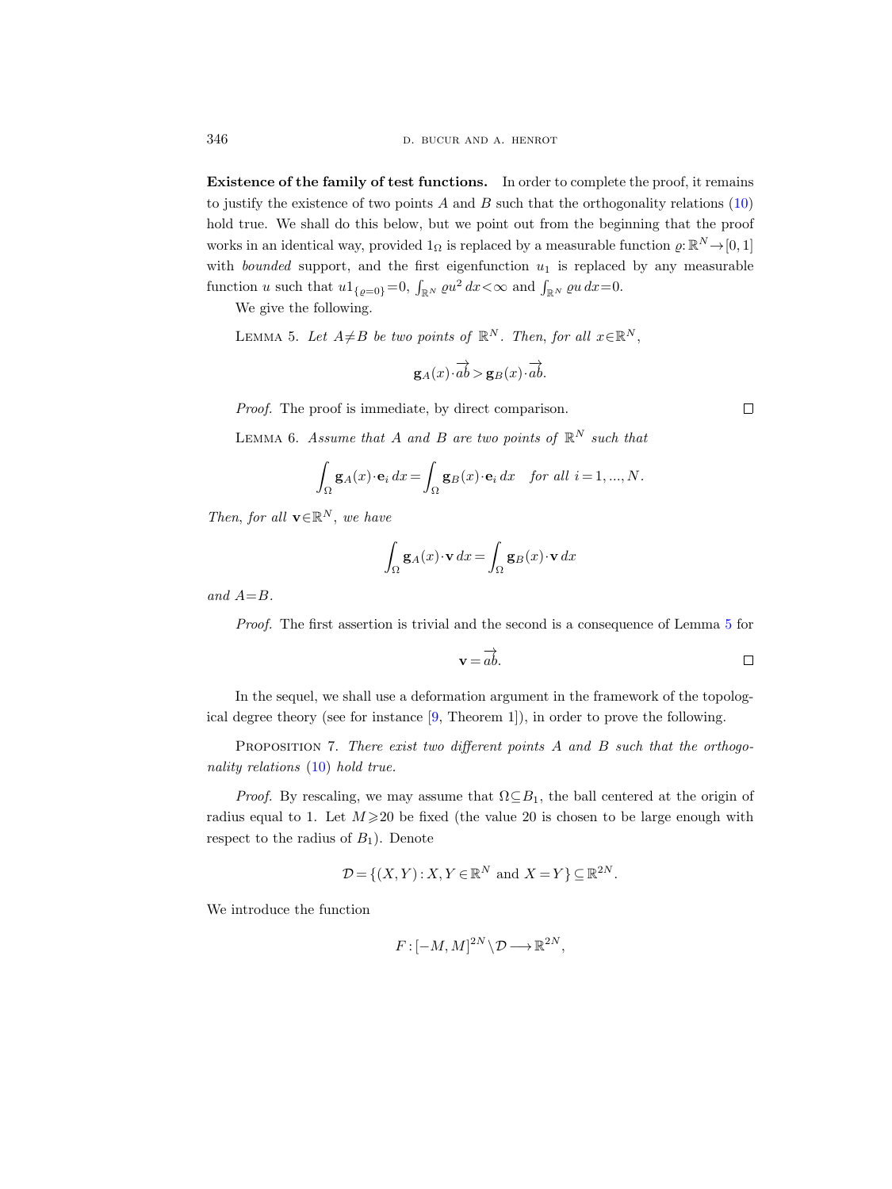**Existence of the family of test functions.** In order to complete the proof, it remains to justify the existence of two points $A$ and $B$ such that the orthogonality relations (10) hold true. We shall do this below, but we point out from the beginning that the proof works in an identical way, provided $1_\Omega$ is replaced by a measurable function $\varrho: \mathbb{R}^N \to [0,1]$ with *bounded* support, and the first eigenfunction $u_1$ is replaced by any measurable function $u$ such that $u 1_{\{\varrho=0\}}=0$, $\int_{\mathbb{R}^N} \varrho u^2\, dx < \infty$ and $\int_{\mathbb{R}^N} \varrho u\, dx = 0$.

We give the following.

Lemma 5. *Let $A \neq B$ be two points of $\mathbb{R}^N$. Then, for all $x \in \mathbb{R}^N$,*

$$\mathbf{g}_A(x) \cdot \overrightarrow{ab} > \mathbf{g}_B(x) \cdot \overrightarrow{ab}.$$

*Proof.* The proof is immediate, by direct comparison. □

Lemma 6. *Assume that $A$ and $B$ are two points of $\mathbb{R}^N$ such that*

$$\int_\Omega \mathbf{g}_A(x) \cdot \mathbf{e}_i\, dx = \int_\Omega \mathbf{g}_B(x) \cdot \mathbf{e}_i\, dx \quad \textit{for all } i = 1, ..., N.$$

*Then, for all $\mathbf{v} \in \mathbb{R}^N$, we have*

$$\int_\Omega \mathbf{g}_A(x) \cdot \mathbf{v}\, dx = \int_\Omega \mathbf{g}_B(x) \cdot \mathbf{v}\, dx$$

*and $A = B$.*

*Proof.* The first assertion is trivial and the second is a consequence of Lemma 5 for

$$\mathbf{v} = \overrightarrow{ab}.$$

□

In the sequel, we shall use a deformation argument in the framework of the topological degree theory (see for instance [9, Theorem 1]), in order to prove the following.

Proposition 7. *There exist two different points $A$ and $B$ such that the orthogonality relations (10) hold true.*

*Proof.* By rescaling, we may assume that $\Omega \subseteq B_1$, the ball centered at the origin of radius equal to 1. Let $M \geqslant 20$ be fixed (the value 20 is chosen to be large enough with respect to the radius of $B_1$). Denote

$$\mathcal{D} = \{(X, Y) : X, Y \in \mathbb{R}^N \text{ and } X = Y\} \subseteq \mathbb{R}^{2N}.$$

We introduce the function

$$F: [-M, M]^{2N} \setminus \mathcal{D} \longrightarrow \mathbb{R}^{2N},$$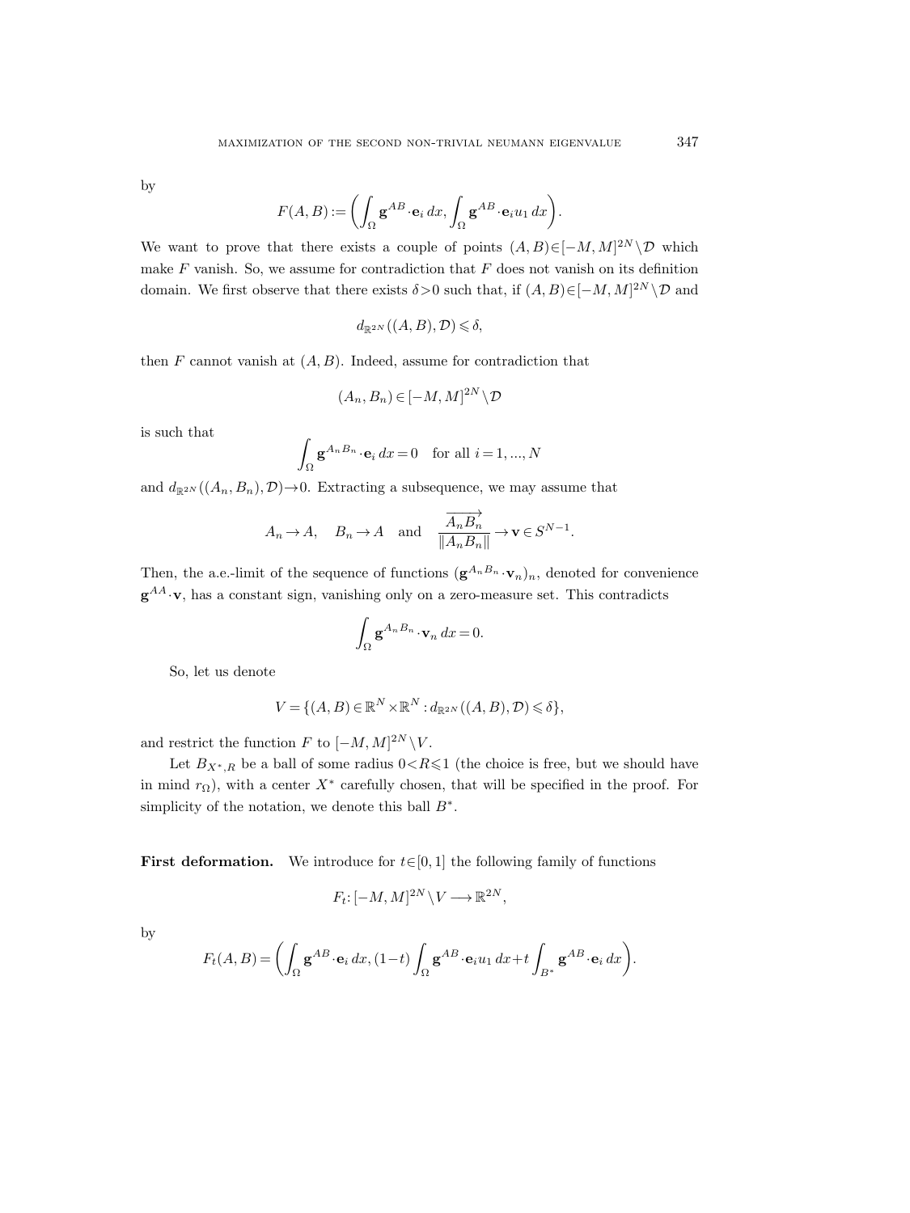by

$$F(A,B) := \left( \int_\Omega \mathbf{g}^{AB} \cdot \mathbf{e}_i \, dx, \int_\Omega \mathbf{g}^{AB} \cdot \mathbf{e}_i u_1 \, dx \right).$$

We want to prove that there exists a couple of points $(A,B) \in [-M,M]^{2N} \setminus \mathcal{D}$ which make $F$ vanish. So, we assume for contradiction that $F$ does not vanish on its definition domain. We first observe that there exists $\delta > 0$ such that, if $(A,B) \in [-M,M]^{2N} \setminus \mathcal{D}$ and

$$d_{\mathbb{R}^{2N}}((A,B), \mathcal{D}) \leqslant \delta,$$

then $F$ cannot vanish at $(A,B)$. Indeed, assume for contradiction that

$$(A_n, B_n) \in [-M,M]^{2N} \setminus \mathcal{D}$$

is such that

$$\int_\Omega \mathbf{g}^{A_n B_n} \cdot \mathbf{e}_i \, dx = 0 \quad \text{for all } i = 1, ..., N$$

and $d_{\mathbb{R}^{2N}}((A_n, B_n), \mathcal{D}) \to 0$. Extracting a subsequence, we may assume that

$$A_n \to A, \quad B_n \to A \quad \text{and} \quad \frac{\overrightarrow{A_n B_n}}{\|A_n B_n\|} \to \mathbf{v} \in S^{N-1}.$$

Then, the a.e.-limit of the sequence of functions $(\mathbf{g}^{A_n B_n} \cdot \mathbf{v}_n)_n$, denoted for convenience $\mathbf{g}^{AA} \cdot \mathbf{v}$, has a constant sign, vanishing only on a zero-measure set. This contradicts

$$\int_\Omega \mathbf{g}^{A_n B_n} \cdot \mathbf{v}_n \, dx = 0.$$

So, let us denote

$$V = \{(A,B) \in \mathbb{R}^N \times \mathbb{R}^N : d_{\mathbb{R}^{2N}}((A,B), \mathcal{D}) \leqslant \delta\},$$

and restrict the function $F$ to $[-M,M]^{2N} \setminus V$.

Let $B_{X^*,R}$ be a ball of some radius $0 < R \leqslant 1$ (the choice is free, but we should have in mind $r_\Omega$), with a center $X^*$ carefully chosen, that will be specified in the proof. For simplicity of the notation, we denote this ball $B^*$.

**First deformation.** We introduce for $t \in [0,1]$ the following family of functions

$$F_t : [-M,M]^{2N} \setminus V \longrightarrow \mathbb{R}^{2N},$$

by

$$F_t(A,B) = \left( \int_\Omega \mathbf{g}^{AB} \cdot \mathbf{e}_i \, dx, (1-t) \int_\Omega \mathbf{g}^{AB} \cdot \mathbf{e}_i u_1 \, dx + t \int_{B^*} \mathbf{g}^{AB} \cdot \mathbf{e}_i \, dx \right).$$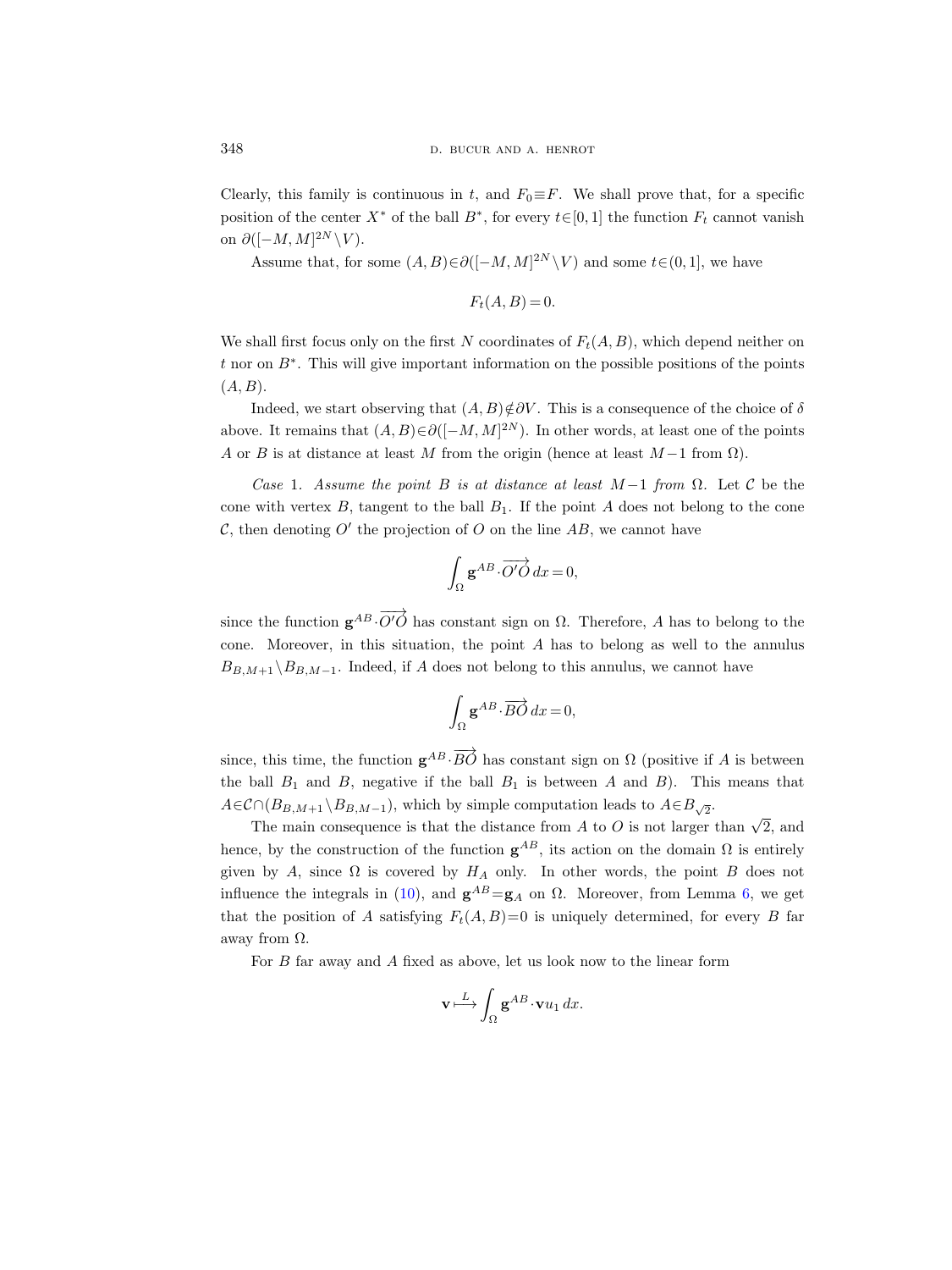Clearly, this family is continuous in $t$, and $F_0 \equiv F$. We shall prove that, for a specific position of the center $X^*$ of the ball $B^*$, for every $t \in [0,1]$ the function $F_t$ cannot vanish on $\partial([-M,M]^{2N} \setminus V)$.

Assume that, for some $(A,B) \in \partial([-M,M]^{2N} \setminus V)$ and some $t \in (0,1]$, we have

$$F_t(A,B) = 0.$$

We shall first focus only on the first $N$ coordinates of $F_t(A,B)$, which depend neither on $t$ nor on $B^*$. This will give important information on the possible positions of the points $(A,B)$.

Indeed, we start observing that $(A,B) \notin \partial V$. This is a consequence of the choice of $\delta$ above. It remains that $(A,B) \in \partial([-M,M]^{2N})$. In other words, at least one of the points $A$ or $B$ is at distance at least $M$ from the origin (hence at least $M-1$ from $\Omega$).

*Case* 1. *Assume the point $B$ is at distance at least $M-1$ from* $\Omega$. Let $\mathcal{C}$ be the cone with vertex $B$, tangent to the ball $B_1$. If the point $A$ does not belong to the cone $\mathcal{C}$, then denoting $O'$ the projection of $O$ on the line $AB$, we cannot have

$$\int_\Omega \mathbf{g}^{AB} \cdot \overrightarrow{O'O}\, dx = 0,$$

since the function $\mathbf{g}^{AB} \cdot \overrightarrow{O'O}$ has constant sign on $\Omega$. Therefore, $A$ has to belong to the cone. Moreover, in this situation, the point $A$ has to belong as well to the annulus $B_{B,M+1} \setminus B_{B,M-1}$. Indeed, if $A$ does not belong to this annulus, we cannot have

$$\int_\Omega \mathbf{g}^{AB} \cdot \overrightarrow{BO}\, dx = 0,$$

since, this time, the function $\mathbf{g}^{AB} \cdot \overrightarrow{BO}$ has constant sign on $\Omega$ (positive if $A$ is between the ball $B_1$ and $B$, negative if the ball $B_1$ is between $A$ and $B$). This means that $A \in \mathcal{C} \cap (B_{B,M+1} \setminus B_{B,M-1})$, which by simple computation leads to $A \in B_{\sqrt{2}}$.

The main consequence is that the distance from $A$ to $O$ is not larger than $\sqrt{2}$, and hence, by the construction of the function $\mathbf{g}^{AB}$, its action on the domain $\Omega$ is entirely given by $A$, since $\Omega$ is covered by $H_A$ only. In other words, the point $B$ does not influence the integrals in (10), and $\mathbf{g}^{AB} = \mathbf{g}_A$ on $\Omega$. Moreover, from Lemma 6, we get that the position of $A$ satisfying $F_t(A,B) = 0$ is uniquely determined, for every $B$ far away from $\Omega$.

For $B$ far away and $A$ fixed as above, let us look now to the linear form

$$\mathbf{v} \overset{L}{\longmapsto} \int_\Omega \mathbf{g}^{AB} \cdot \mathbf{v} u_1\, dx.$$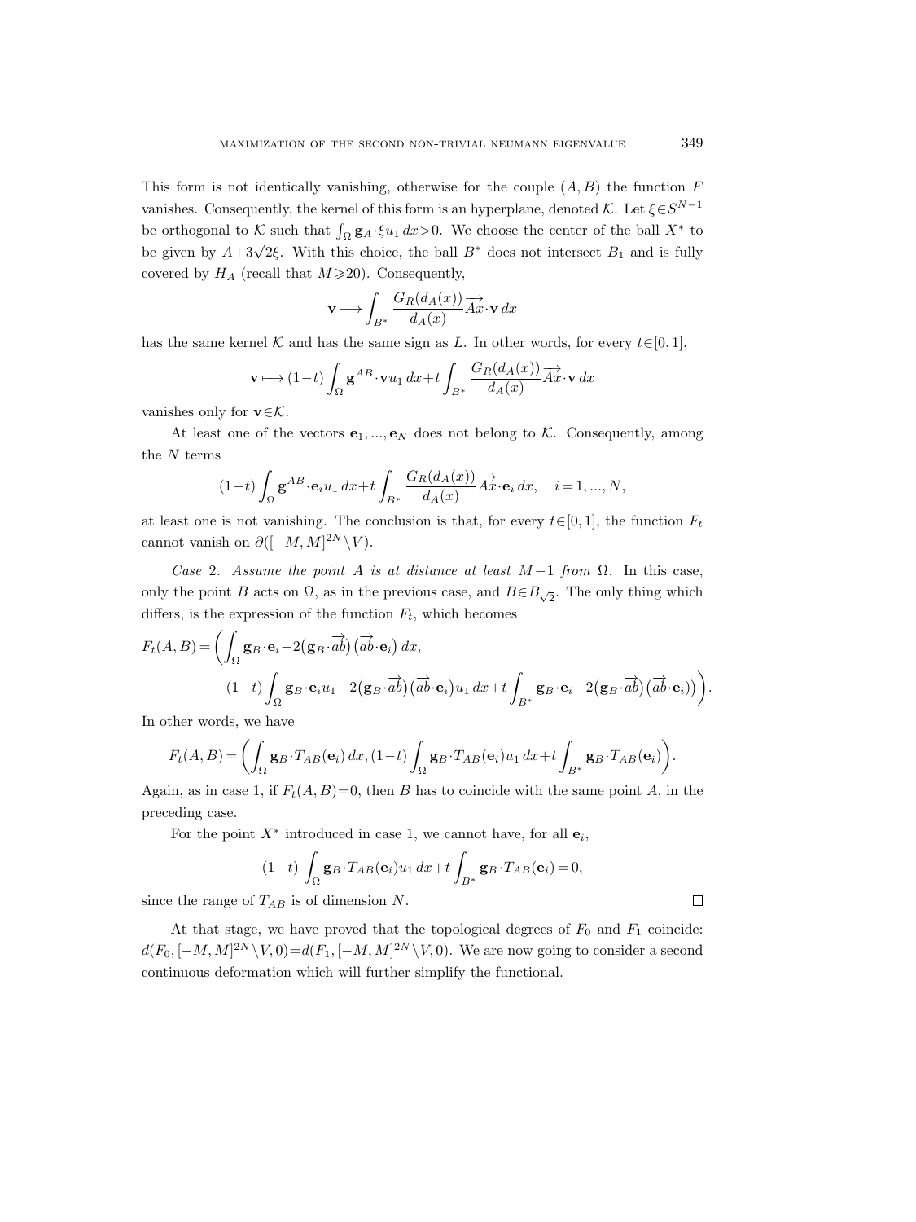This form is not identically vanishing, otherwise for the couple $(A, B)$ the function $F$ vanishes. Consequently, the kernel of this form is an hyperplane, denoted $\mathcal{K}$. Let $\xi \in S^{N-1}$ be orthogonal to $\mathcal{K}$ such that $\int_\Omega \mathbf{g}_A \cdot \xi u_1 \, dx > 0$. We choose the center of the ball $X^*$ to be given by $A + 3\sqrt{2}\xi$. With this choice, the ball $B^*$ does not intersect $B_1$ and is fully covered by $H_A$ (recall that $M \geqslant 20$). Consequently,

$$\mathbf{v} \longmapsto \int_{B^*} \frac{G_R(d_A(x))}{d_A(x)} \overrightarrow{Ax} \cdot \mathbf{v} \, dx$$

has the same kernel $\mathcal{K}$ and has the same sign as $L$. In other words, for every $t \in [0,1]$,

$$\mathbf{v} \longmapsto (1-t) \int_\Omega \mathbf{g}^{AB} \cdot \mathbf{v} u_1 \, dx + t \int_{B^*} \frac{G_R(d_A(x))}{d_A(x)} \overrightarrow{Ax} \cdot \mathbf{v} \, dx$$

vanishes only for $\mathbf{v} \in \mathcal{K}$.

At least one of the vectors $\mathbf{e}_1, ..., \mathbf{e}_N$ does not belong to $\mathcal{K}$. Consequently, among the $N$ terms

$$(1-t) \int_\Omega \mathbf{g}^{AB} \cdot \mathbf{e}_i u_1 \, dx + t \int_{B^*} \frac{G_R(d_A(x))}{d_A(x)} \overrightarrow{Ax} \cdot \mathbf{e}_i \, dx, \quad i = 1, ..., N,$$

at least one is not vanishing. The conclusion is that, for every $t \in [0,1]$, the function $F_t$ cannot vanish on $\partial([-M, M]^{2N} \setminus V)$.

*Case* 2. *Assume the point $A$ is at distance at least $M-1$ from $\Omega$.* In this case, only the point $B$ acts on $\Omega$, as in the previous case, and $B \in B_{\sqrt{2}}$. The only thing which differs, is the expression of the function $F_t$, which becomes

$$F_t(A, B) = \bigg( \int_\Omega \mathbf{g}_B \cdot \mathbf{e}_i - 2\big(\mathbf{g}_B \cdot \overrightarrow{ab}\big)\big(\overrightarrow{ab} \cdot \mathbf{e}_i\big) \, dx,$$
$$(1-t) \int_\Omega \mathbf{g}_B \cdot \mathbf{e}_i u_1 - 2\big(\mathbf{g}_B \cdot \overrightarrow{ab}\big)\big(\overrightarrow{ab} \cdot \mathbf{e}_i\big) u_1 \, dx + t \int_{B^*} \mathbf{g}_B \cdot \mathbf{e}_i - 2\big(\mathbf{g}_B \cdot \overrightarrow{ab}\big)\big(\overrightarrow{ab} \cdot \mathbf{e}_i\big)\big) \bigg).$$

In other words, we have

$$F_t(A, B) = \bigg( \int_\Omega \mathbf{g}_B \cdot T_{AB}(\mathbf{e}_i) \, dx, (1-t) \int_\Omega \mathbf{g}_B \cdot T_{AB}(\mathbf{e}_i) u_1 \, dx + t \int_{B^*} \mathbf{g}_B \cdot T_{AB}(\mathbf{e}_i) \bigg).$$

Again, as in case 1, if $F_t(A, B) = 0$, then $B$ has to coincide with the same point $A$, in the preceding case.

For the point $X^*$ introduced in case 1, we cannot have, for all $\mathbf{e}_i$,

$$(1-t) \int_\Omega \mathbf{g}_B \cdot T_{AB}(\mathbf{e}_i) u_1 \, dx + t \int_{B^*} \mathbf{g}_B \cdot T_{AB}(\mathbf{e}_i) = 0,$$

since the range of $T_{AB}$ is of dimension $N$. □

At that stage, we have proved that the topological degrees of $F_0$ and $F_1$ coincide: $d(F_0, [-M, M]^{2N} \setminus V, 0) = d(F_1, [-M, M]^{2N} \setminus V, 0)$. We are now going to consider a second continuous deformation which will further simplify the functional.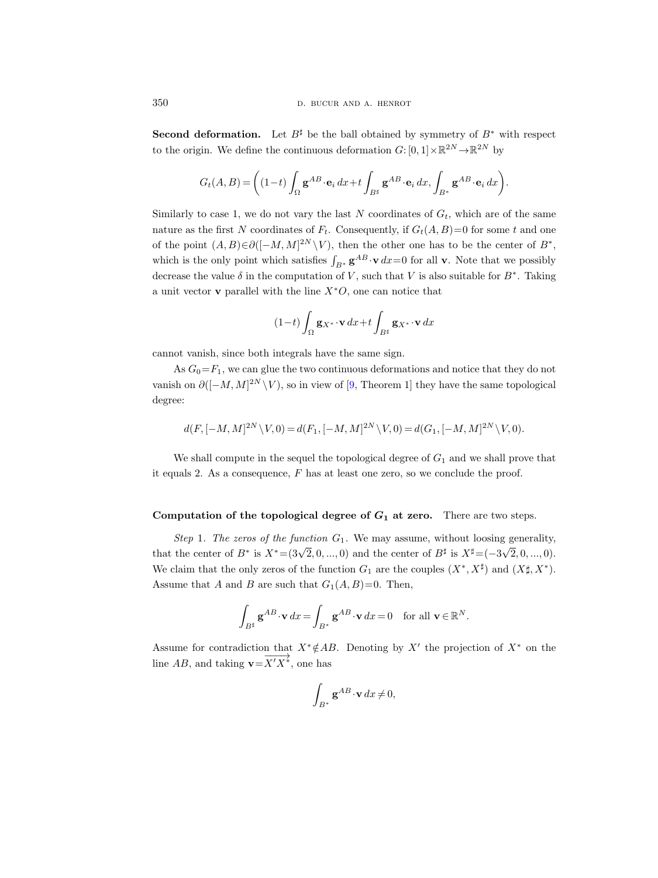**Second deformation.** Let $B^\sharp$ be the ball obtained by symmetry of $B^*$ with respect to the origin. We define the continuous deformation $G: [0,1]\times\mathbb{R}^{2N}\to\mathbb{R}^{2N}$ by

$$G_t(A,B) = \left((1-t)\int_\Omega \mathbf{g}^{AB}\cdot\mathbf{e}_i\,dx + t\int_{B^\sharp}\mathbf{g}^{AB}\cdot\mathbf{e}_i\,dx, \int_{B^*}\mathbf{g}^{AB}\cdot\mathbf{e}_i\,dx\right).$$

Similarly to case 1, we do not vary the last $N$ coordinates of $G_t$, which are of the same nature as the first $N$ coordinates of $F_t$. Consequently, if $G_t(A,B)=0$ for some $t$ and one of the point $(A,B)\in\partial([-M,M]^{2N}\setminus V)$, then the other one has to be the center of $B^*$, which is the only point which satisfies $\int_{B^*}\mathbf{g}^{AB}\cdot\mathbf{v}\,dx=0$ for all $\mathbf{v}$. Note that we possibly decrease the value $\delta$ in the computation of $V$, such that $V$ is also suitable for $B^*$. Taking a unit vector $\mathbf{v}$ parallel with the line $X^*O$, one can notice that

$$(1-t)\int_\Omega \mathbf{g}_{X^*}\cdot\mathbf{v}\,dx + t\int_{B^\sharp}\mathbf{g}_{X^*}\cdot\mathbf{v}\,dx$$

cannot vanish, since both integrals have the same sign.

As $G_0=F_1$, we can glue the two continuous deformations and notice that they do not vanish on $\partial([-M,M]^{2N}\setminus V)$, so in view of [9, Theorem 1] they have the same topological degree:

$$d(F,[-M,M]^{2N}\setminus V,0) = d(F_1,[-M,M]^{2N}\setminus V,0) = d(G_1,[-M,M]^{2N}\setminus V,0).$$

We shall compute in the sequel the topological degree of $G_1$ and we shall prove that it equals 2. As a consequence, $F$ has at least one zero, so we conclude the proof.

**Computation of the topological degree of $G_1$ at zero.** There are two steps.

*Step* 1. *The zeros of the function* $G_1$. We may assume, without loosing generality, that the center of $B^*$ is $X^*=(3\sqrt{2},0,...,0)$ and the center of $B^\sharp$ is $X^\sharp=(-3\sqrt{2},0,...,0)$. We claim that the only zeros of the function $G_1$ are the couples $(X^*,X^\sharp)$ and $(X\sharp,X^*)$. Assume that $A$ and $B$ are such that $G_1(A,B)=0$. Then,

$$\int_{B^\sharp}\mathbf{g}^{AB}\cdot\mathbf{v}\,dx = \int_{B^*}\mathbf{g}^{AB}\cdot\mathbf{v}\,dx = 0 \quad \text{for all } \mathbf{v}\in\mathbb{R}^N.$$

Assume for contradiction that $X^*\notin AB$. Denoting by $X'$ the projection of $X^*$ on the line $AB$, and taking $\mathbf{v}=\overrightarrow{X'X^*}$, one has

$$\int_{B^*}\mathbf{g}^{AB}\cdot\mathbf{v}\,dx \neq 0,$$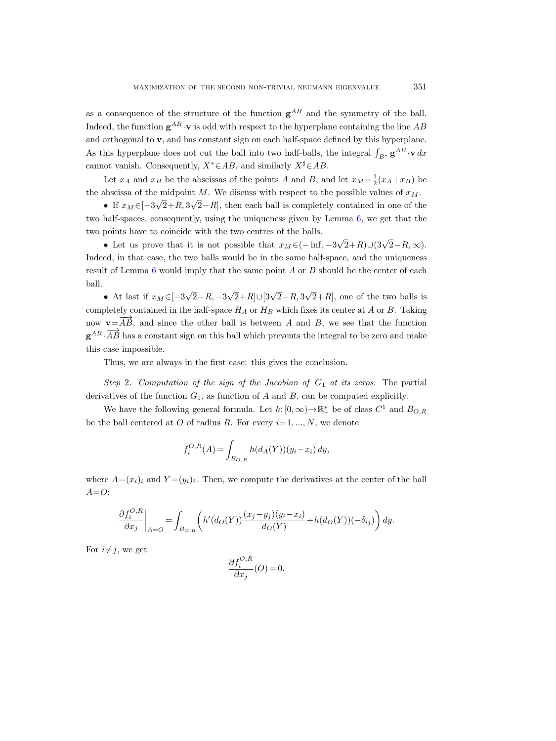as a consequence of the structure of the function $\mathbf{g}^{AB}$ and the symmetry of the ball. Indeed, the function $\mathbf{g}^{AB}\cdot\mathbf{v}$ is odd with respect to the hyperplane containing the line $AB$ and orthogonal to $\mathbf{v}$, and has constant sign on each half-space defined by this hyperplane. As this hyperplane does not cut the ball into two half-balls, the integral $\int_{B^*}\mathbf{g}^{AB}\cdot\mathbf{v}\,dx$ cannot vanish. Consequently, $X^*\in AB$, and similarly $X^\sharp\in AB$.

Let $x_A$ and $x_B$ be the abscissas of the points $A$ and $B$, and let $x_M=\frac{1}{2}(x_A+x_B)$ be the abscissa of the midpoint $M$. We discuss with respect to the possible values of $x_M$.

- If $x_M\in[-3\sqrt{2}+R, 3\sqrt{2}-R]$, then each ball is completely contained in one of the two half-spaces, consequently, using the uniqueness given by Lemma 6, we get that the two points have to coincide with the two centres of the balls.

- Let us prove that it is not possible that $x_M\in(-\inf, -3\sqrt{2}+R)\cup(3\sqrt{2}-R,\infty)$. Indeed, in that case, the two balls would be in the same half-space, and the uniqueness result of Lemma 6 would imply that the same point $A$ or $B$ should be the center of each ball.

- At last if $x_M\in[-3\sqrt{2}-R, -3\sqrt{2}+R]\cup[3\sqrt{2}-R, 3\sqrt{2}+R]$, one of the two balls is completely contained in the half-space $H_A$ or $H_B$ which fixes its center at $A$ or $B$. Taking now $\mathbf{v}=\overrightarrow{AB}$, and since the other ball is between $A$ and $B$, we see that the function $\mathbf{g}^{AB}\cdot\overrightarrow{AB}$ has a constant sign on this ball which prevents the integral to be zero and make this case impossible.

Thus, we are always in the first case: this gives the conclusion.

*Step* 2. *Computation of the sign of the Jacobian of* $G_1$ *at its zeros.* The partial derivatives of the function $G_1$, as function of $A$ and $B$, can be computed explicitly.

We have the following general formula. Let $h:[0,\infty)\to\mathbb{R}_+^*$ be of class $C^1$ and $B_{O,R}$ be the ball centered at $O$ of radius $R$. For every $i=1,\dots,N$, we denote

$$f_i^{O,R}(A)=\int_{B_{O,R}} h(d_A(Y))(y_i-x_i)\,dy,$$

where $A=(x_i)_i$ and $Y=(y_i)_i$. Then, we compute the derivatives at the center of the ball $A=O$:

$$\left.\frac{\partial f_i^{O,R}}{\partial x_j}\right|_{A=O}=\int_{B_{O,R}}\left(h'(d_O(Y))\frac{(x_j-y_j)(y_i-x_i)}{d_O(Y)}+h(d_O(Y))(-\delta_{ij})\right)dy.$$

For $i\neq j$, we get

$$\frac{\partial f_i^{O,R}}{\partial x_j}(O)=0.$$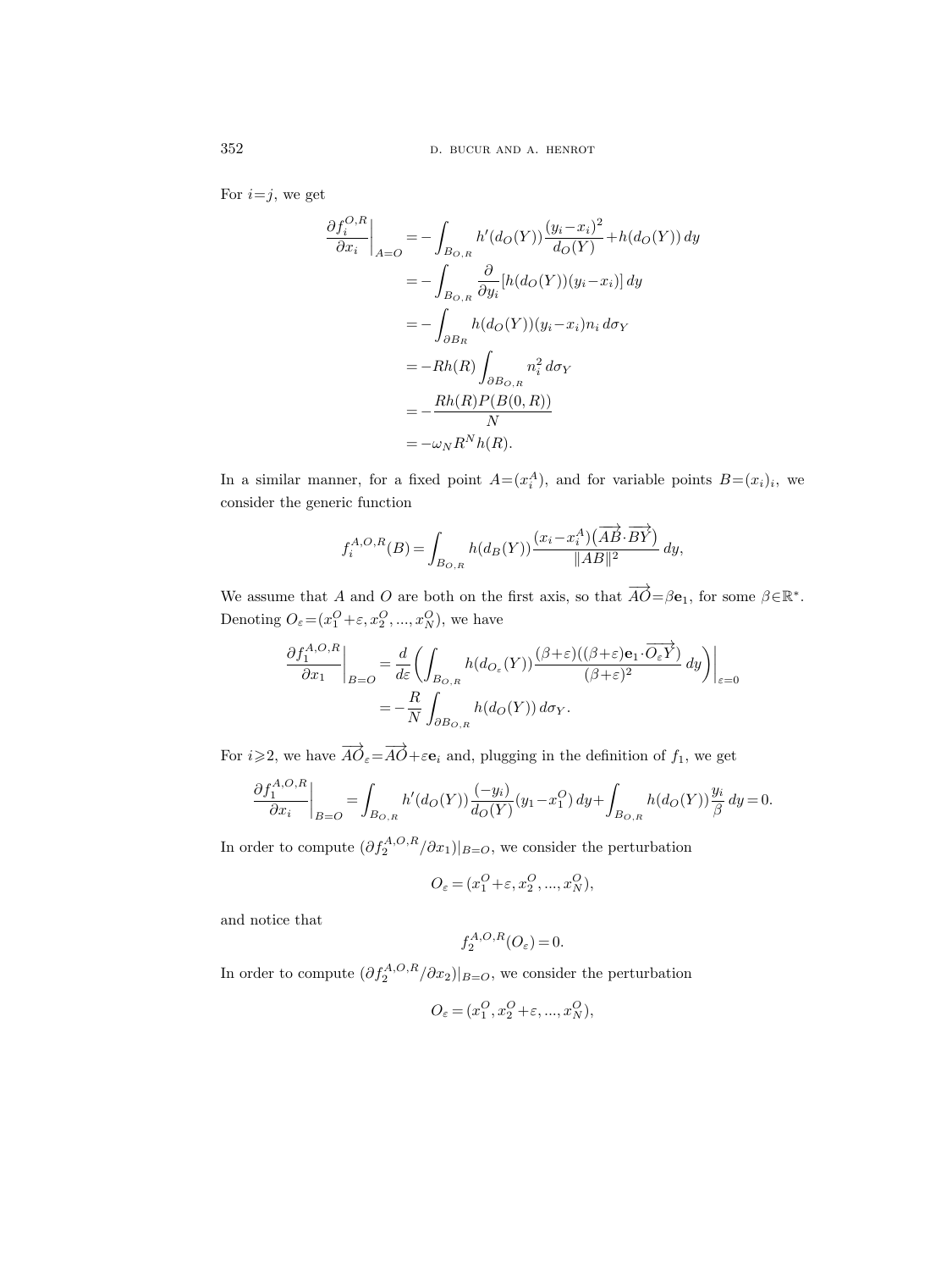For $i=j$, we get

$$
\begin{aligned}
\frac{\partial f_i^{O,R}}{\partial x_i}\bigg|_{A=O} &= -\int_{B_{O,R}} h'(d_O(Y))\frac{(y_i-x_i)^2}{d_O(Y)}+h(d_O(Y))\,dy \\
&= -\int_{B_{O,R}} \frac{\partial}{\partial y_i}[h(d_O(Y))(y_i-x_i)]\,dy \\
&= -\int_{\partial B_R} h(d_O(Y))(y_i-x_i)n_i\,d\sigma_Y \\
&= -Rh(R)\int_{\partial B_{O,R}} n_i^2\,d\sigma_Y \\
&= -\frac{Rh(R)P(B(0,R))}{N} \\
&= -\omega_N R^N h(R).
\end{aligned}
$$

In a similar manner, for a fixed point $A=(x_i^A)$, and for variable points $B=(x_i)_i$, we consider the generic function

$$
f_i^{A,O,R}(B)=\int_{B_{O,R}} h(d_B(Y))\frac{(x_i-x_i^A)\big(\overrightarrow{AB}\cdot\overrightarrow{BY}\big)}{\|AB\|^2}\,dy,
$$

We assume that $A$ and $O$ are both on the first axis, so that $\overrightarrow{AO}=\beta\mathbf{e}_1$, for some $\beta\in\mathbb{R}^*$. Denoting $O_\varepsilon=(x_1^O+\varepsilon,x_2^O,\dots,x_N^O)$, we have

$$
\begin{aligned}
\frac{\partial f_1^{A,O,R}}{\partial x_1}\bigg|_{B=O} &= \frac{d}{d\varepsilon}\bigg(\int_{B_{O,R}} h(d_{O_\varepsilon}(Y))\frac{(\beta+\varepsilon)((\beta+\varepsilon)\mathbf{e}_1\cdot\overrightarrow{O_\varepsilon Y})}{(\beta+\varepsilon)^2}\,dy\bigg)\bigg|_{\varepsilon=0} \\
&= -\frac{R}{N}\int_{\partial B_{O,R}} h(d_O(Y))\,d\sigma_Y.
\end{aligned}
$$

For $i\geqslant 2$, we have $\overrightarrow{AO}_\varepsilon=\overrightarrow{AO}+\varepsilon\mathbf{e}_i$ and, plugging in the definition of $f_1$, we get

$$
\frac{\partial f_1^{A,O,R}}{\partial x_i}\bigg|_{B=O} = \int_{B_{O,R}} h'(d_O(Y))\frac{(-y_i)}{d_O(Y)}(y_1-x_1^O)\,dy+\int_{B_{O,R}} h(d_O(Y))\frac{y_i}{\beta}\,dy=0.
$$

In order to compute $(\partial f_2^{A,O,R}/\partial x_1)|_{B=O}$, we consider the perturbation

$$
O_\varepsilon=(x_1^O+\varepsilon,x_2^O,\dots,x_N^O),
$$

and notice that

$$
f_2^{A,O,R}(O_\varepsilon)=0.
$$

In order to compute $(\partial f_2^{A,O,R}/\partial x_2)|_{B=O}$, we consider the perturbation

$$
O_\varepsilon=(x_1^O,x_2^O+\varepsilon,\dots,x_N^O),
$$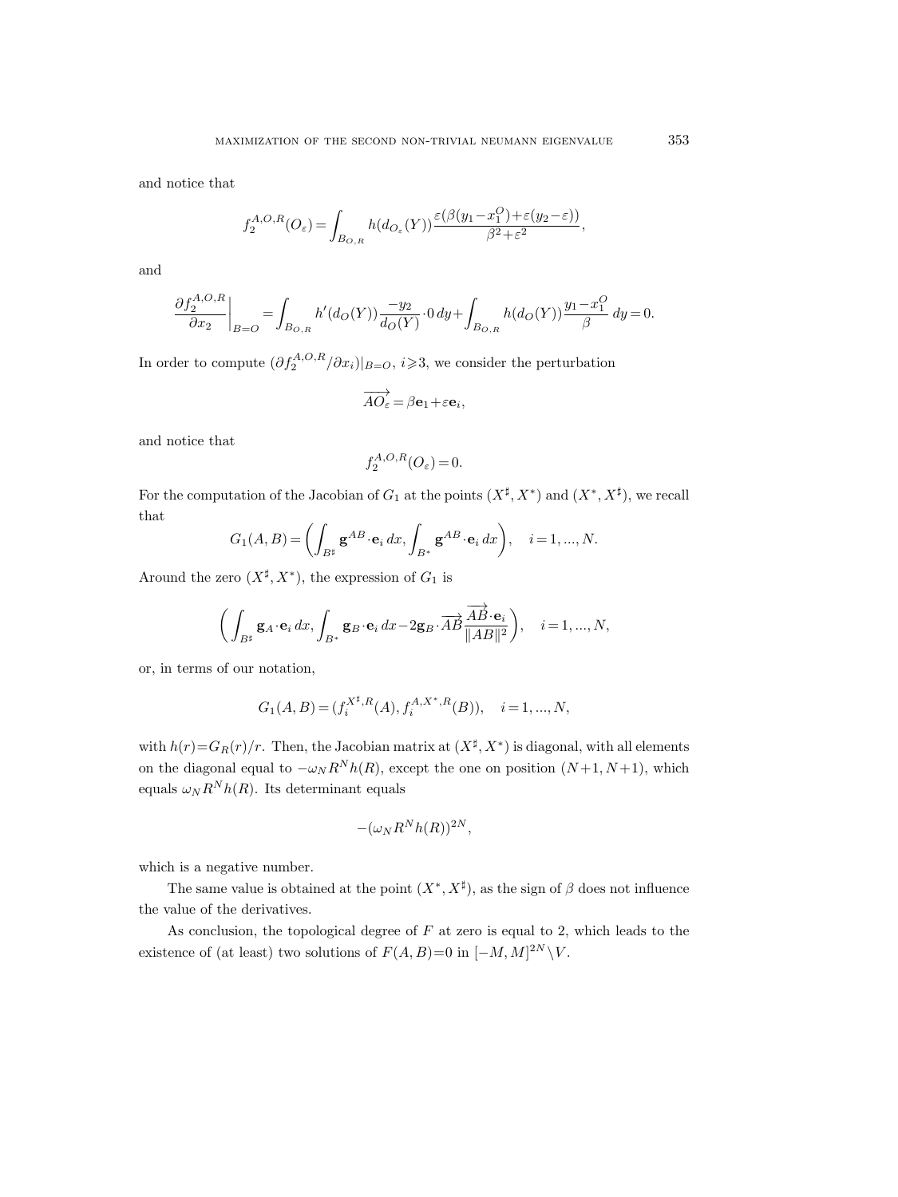and notice that

$$f_2^{A,O,R}(O_\varepsilon)=\int_{B_{O,R}} h(d_{O_\varepsilon}(Y))\frac{\varepsilon(\beta(y_1-x_1^O)+\varepsilon(y_2-\varepsilon))}{\beta^2+\varepsilon^2},$$

and

$$\frac{\partial f_2^{A,O,R}}{\partial x_2}\bigg|_{B=O}=\int_{B_{O,R}} h'(d_O(Y))\frac{-y_2}{d_O(Y)}\cdot 0\,dy+\int_{B_{O,R}} h(d_O(Y))\frac{y_1-x_1^O}{\beta}\,dy=0.$$

In order to compute $(\partial f_2^{A,O,R}/\partial x_i)|_{B=O}$, $i\geqslant 3$, we consider the perturbation

$$\overrightarrow{AO_\varepsilon}=\beta\mathbf{e}_1+\varepsilon\mathbf{e}_i,$$

and notice that

$$f_2^{A,O,R}(O_\varepsilon)=0.$$

For the computation of the Jacobian of $G_1$ at the points $(X^\sharp,X^*)$ and $(X^*,X^\sharp)$, we recall that

$$G_1(A,B)=\left(\int_{B^\sharp}\mathbf{g}^{AB}\cdot\mathbf{e}_i\,dx,\int_{B^*}\mathbf{g}^{AB}\cdot\mathbf{e}_i\,dx\right),\quad i=1,...,N.$$

Around the zero $(X^\sharp,X^*)$, the expression of $G_1$ is

$$\left(\int_{B^\sharp}\mathbf{g}_A\cdot\mathbf{e}_i\,dx,\int_{B^*}\mathbf{g}_B\cdot\mathbf{e}_i\,dx-2\mathbf{g}_B\cdot\overrightarrow{AB}\frac{\overrightarrow{AB}\cdot\mathbf{e}_i}{\|AB\|^2}\right),\quad i=1,...,N,$$

or, in terms of our notation,

$$G_1(A,B)=(f_i^{X^\sharp,R}(A),f_i^{A,X^*,R}(B)),\quad i=1,...,N,$$

with $h(r)=G_R(r)/r$. Then, the Jacobian matrix at $(X^\sharp,X^*)$ is diagonal, with all elements on the diagonal equal to $-\omega_N R^N h(R)$, except the one on position $(N+1,N+1)$, which equals $\omega_N R^N h(R)$. Its determinant equals

$$-(\omega_N R^N h(R))^{2N},$$

which is a negative number.

The same value is obtained at the point $(X^*,X^\sharp)$, as the sign of $\beta$ does not influence the value of the derivatives.

As conclusion, the topological degree of $F$ at zero is equal to 2, which leads to the existence of (at least) two solutions of $F(A,B)=0$ in $[-M,M]^{2N}\setminus V$.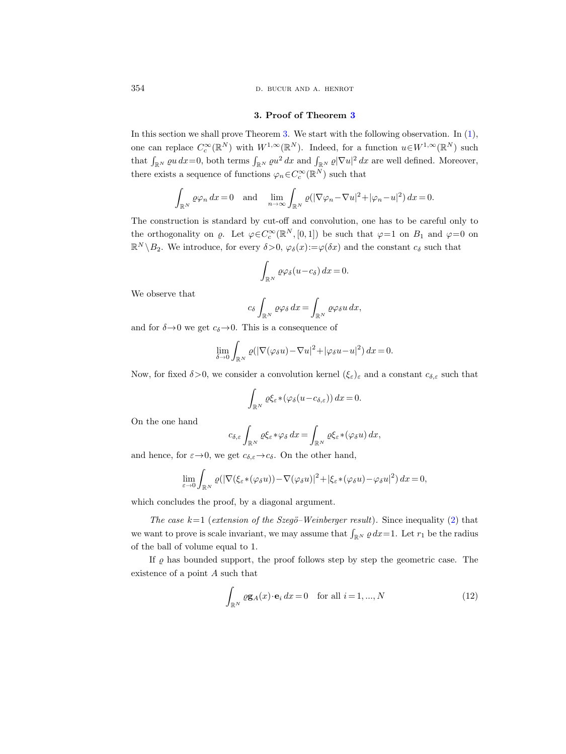## 3. Proof of Theorem 3

In this section we shall prove Theorem 3. We start with the following observation. In (1), one can replace $C_c^\infty(\mathbb{R}^N)$ with $W^{1,\infty}(\mathbb{R}^N)$. Indeed, for a function $u\in W^{1,\infty}(\mathbb{R}^N)$ such that $\int_{\mathbb{R}^N} \varrho u\,dx=0$, both terms $\int_{\mathbb{R}^N} \varrho u^2\,dx$ and $\int_{\mathbb{R}^N} \varrho|\nabla u|^2\,dx$ are well defined. Moreover, there exists a sequence of functions $\varphi_n\in C_c^\infty(\mathbb{R}^N)$ such that

$$\int_{\mathbb{R}^N} \varrho\varphi_n\,dx=0 \quad \text{and} \quad \lim_{n\to\infty}\int_{\mathbb{R}^N} \varrho(|\nabla\varphi_n-\nabla u|^2+|\varphi_n-u|^2)\,dx=0.$$

The construction is standard by cut-off and convolution, one has to be careful only to the orthogonality on $\varrho$. Let $\varphi\in C_c^\infty(\mathbb{R}^N,[0,1])$ be such that $\varphi=1$ on $B_1$ and $\varphi=0$ on $\mathbb{R}^N\setminus B_2$. We introduce, for every $\delta>0$, $\varphi_\delta(x):=\varphi(\delta x)$ and the constant $c_\delta$ such that

$$\int_{\mathbb{R}^N} \varrho\varphi_\delta(u-c_\delta)\,dx=0.$$

We observe that

$$c_\delta\int_{\mathbb{R}^N} \varrho\varphi_\delta\,dx=\int_{\mathbb{R}^N} \varrho\varphi_\delta u\,dx,$$

and for $\delta\to 0$ we get $c_\delta\to 0$. This is a consequence of

$$\lim_{\delta\to 0}\int_{\mathbb{R}^N} \varrho(|\nabla(\varphi_\delta u)-\nabla u|^2+|\varphi_\delta u-u|^2)\,dx=0.$$

Now, for fixed $\delta>0$, we consider a convolution kernel $(\xi_\varepsilon)_\varepsilon$ and a constant $c_{\delta,\varepsilon}$ such that

$$\int_{\mathbb{R}^N} \varrho\xi_\varepsilon*(\varphi_\delta(u-c_{\delta,\varepsilon}))\,dx=0.$$

On the one hand

$$c_{\delta,\varepsilon}\int_{\mathbb{R}^N} \varrho\xi_\varepsilon*\varphi_\delta\,dx=\int_{\mathbb{R}^N} \varrho\xi_\varepsilon*(\varphi_\delta u)\,dx,$$

and hence, for $\varepsilon\to 0$, we get $c_{\delta,\varepsilon}\to c_\delta$. On the other hand,

$$\lim_{\varepsilon\to 0}\int_{\mathbb{R}^N} \varrho(|\nabla(\xi_\varepsilon*(\varphi_\delta u))-\nabla(\varphi_\delta u)|^2+|\xi_\varepsilon*(\varphi_\delta u)-\varphi_\delta u|^2)\,dx=0,$$

which concludes the proof, by a diagonal argument.

*The case $k=1$ (extension of the Szegö–Weinberger result).* Since inequality (2) that we want to prove is scale invariant, we may assume that $\int_{\mathbb{R}^N} \varrho\,dx=1$. Let $r_1$ be the radius of the ball of volume equal to 1.

If $\varrho$ has bounded support, the proof follows step by step the geometric case. The existence of a point $A$ such that

$$\int_{\mathbb{R}^N} \varrho\mathbf{g}_A(x)\cdot\mathbf{e}_i\,dx=0 \quad \text{for all } i=1,...,N \tag{12}$$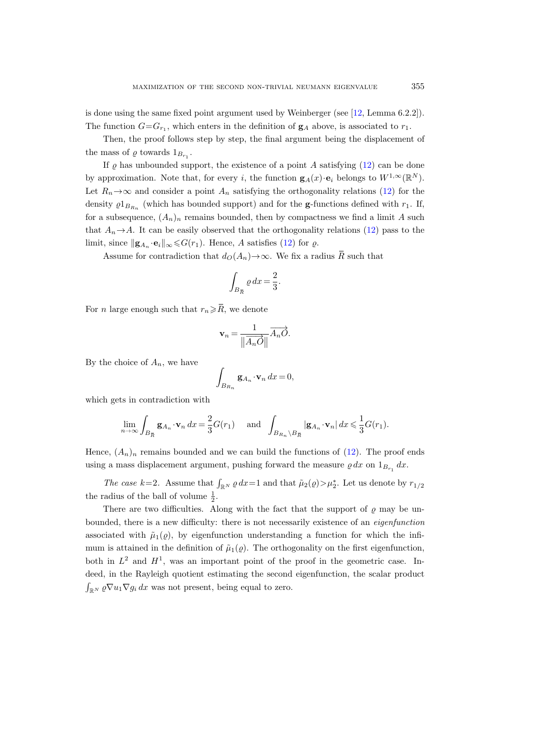is done using the same fixed point argument used by Weinberger (see [12, Lemma 6.2.2]). The function $G=G_{r_1}$, which enters in the definition of $\mathbf{g}_A$ above, is associated to $r_1$.

Then, the proof follows step by step, the final argument being the displacement of the mass of $\varrho$ towards $1_{B_{r_1}}$.

If $\varrho$ has unbounded support, the existence of a point $A$ satisfying (12) can be done by approximation. Note that, for every $i$, the function $\mathbf{g}_A(x)\cdot\mathbf{e}_i$ belongs to $W^{1,\infty}(\mathbb{R}^N)$. Let $R_n\to\infty$ and consider a point $A_n$ satisfying the orthogonality relations (12) for the density $\varrho 1_{B_{R_n}}$ (which has bounded support) and for the $\mathbf{g}$-functions defined with $r_1$. If, for a subsequence, $(A_n)_n$ remains bounded, then by compactness we find a limit $A$ such that $A_n\to A$. It can be easily observed that the orthogonality relations (12) pass to the limit, since $\|\mathbf{g}_{A_n}\cdot\mathbf{e}_i\|_\infty\leqslant G(r_1)$. Hence, $A$ satisfies (12) for $\varrho$.

Assume for contradiction that $d_O(A_n)\to\infty$. We fix a radius $\overline{R}$ such that

$$\int_{B_{\overline{R}}}\varrho\,dx=\frac{2}{3}.$$

For $n$ large enough such that $r_n\geqslant\overline{R}$, we denote

$$\mathbf{v}_n=\frac{1}{\|\overrightarrow{A_nO}\|}\overrightarrow{A_nO}.$$

By the choice of $A_n$, we have

$$\int_{B_{R_n}}\mathbf{g}_{A_n}\cdot\mathbf{v}_n\,dx=0,$$

which gets in contradiction with

$$\lim_{n\to\infty}\int_{B_{\overline{R}}}\mathbf{g}_{A_n}\cdot\mathbf{v}_n\,dx=\frac{2}{3}G(r_1)\quad\text{ and }\quad\int_{B_{R_n}\setminus B_{\overline{R}}}|\mathbf{g}_{A_n}\cdot\mathbf{v}_n|\,dx\leqslant\frac{1}{3}G(r_1).$$

Hence, $(A_n)_n$ remains bounded and we can build the functions of (12). The proof ends using a mass displacement argument, pushing forward the measure $\varrho\,dx$ on $1_{B_{r_1}}\,dx$.

*The case* $k=2$. Assume that $\int_{\mathbb{R}^N}\varrho\,dx=1$ and that $\tilde{\mu}_2(\varrho)>\mu_2^*$. Let us denote by $r_{1/2}$ the radius of the ball of volume $\frac{1}{2}$.

There are two difficulties. Along with the fact that the support of $\varrho$ may be unbounded, there is a new difficulty: there is not necessarily existence of an *eigenfunction* associated with $\tilde{\mu}_1(\varrho)$, by eigenfunction understanding a function for which the infimum is attained in the definition of $\tilde{\mu}_1(\varrho)$. The orthogonality on the first eigenfunction, both in $L^2$ and $H^1$, was an important point of the proof in the geometric case. Indeed, in the Rayleigh quotient estimating the second eigenfunction, the scalar product $\int_{\mathbb{R}^N}\varrho\nabla u_1\nabla g_i\,dx$ was not present, being equal to zero.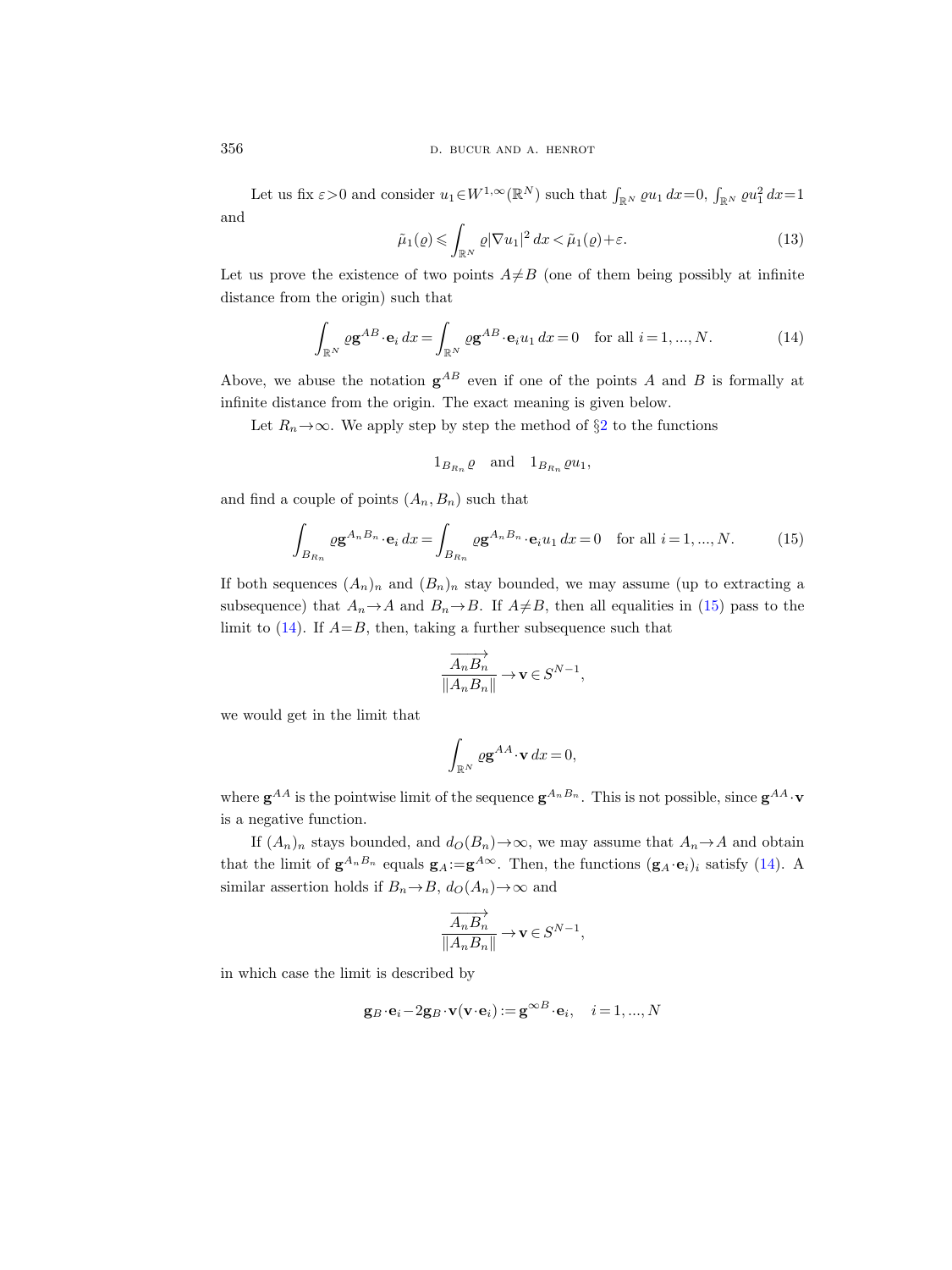Let us fix $\varepsilon>0$ and consider $u_1\in W^{1,\infty}(\mathbb{R}^N)$ such that $\int_{\mathbb{R}^N}\varrho u_1\,dx=0$, $\int_{\mathbb{R}^N}\varrho u_1^2\,dx=1$ and

$$\tilde{\mu}_1(\varrho)\leqslant\int_{\mathbb{R}^N}\varrho|\nabla u_1|^2\,dx<\tilde{\mu}_1(\varrho)+\varepsilon. \tag{13}$$

Let us prove the existence of two points $A\neq B$ (one of them being possibly at infinite distance from the origin) such that

$$\int_{\mathbb{R}^N}\varrho\mathbf{g}^{AB}\cdot\mathbf{e}_i\,dx=\int_{\mathbb{R}^N}\varrho\mathbf{g}^{AB}\cdot\mathbf{e}_iu_1\,dx=0\quad\text{for all } i=1,...,N. \tag{14}$$

Above, we abuse the notation $\mathbf{g}^{AB}$ even if one of the points $A$ and $B$ is formally at infinite distance from the origin. The exact meaning is given below.

Let $R_n\to\infty$. We apply step by step the method of §2 to the functions

$$1_{B_{R_n}}\varrho\quad\text{and}\quad 1_{B_{R_n}}\varrho u_1,$$

and find a couple of points $(A_n,B_n)$ such that

$$\int_{B_{R_n}}\varrho\mathbf{g}^{A_nB_n}\cdot\mathbf{e}_i\,dx=\int_{B_{R_n}}\varrho\mathbf{g}^{A_nB_n}\cdot\mathbf{e}_iu_1\,dx=0\quad\text{for all } i=1,...,N. \tag{15}$$

If both sequences $(A_n)_n$ and $(B_n)_n$ stay bounded, we may assume (up to extracting a subsequence) that $A_n\to A$ and $B_n\to B$. If $A\neq B$, then all equalities in (15) pass to the limit to (14). If $A=B$, then, taking a further subsequence such that

$$\frac{\overrightarrow{A_nB_n}}{\|A_nB_n\|}\to\mathbf{v}\in S^{N-1},$$

we would get in the limit that

$$\int_{\mathbb{R}^N}\varrho\mathbf{g}^{AA}\cdot\mathbf{v}\,dx=0,$$

where $\mathbf{g}^{AA}$ is the pointwise limit of the sequence $\mathbf{g}^{A_nB_n}$. This is not possible, since $\mathbf{g}^{AA}\cdot\mathbf{v}$ is a negative function.

If $(A_n)_n$ stays bounded, and $d_O(B_n)\to\infty$, we may assume that $A_n\to A$ and obtain that the limit of $\mathbf{g}^{A_nB_n}$ equals $\mathbf{g}_A:=\mathbf{g}^{A\infty}$. Then, the functions $(\mathbf{g}_A\cdot\mathbf{e}_i)_i$ satisfy (14). A similar assertion holds if $B_n\to B$, $d_O(A_n)\to\infty$ and

$$\frac{\overrightarrow{A_nB_n}}{\|A_nB_n\|}\to\mathbf{v}\in S^{N-1},$$

in which case the limit is described by

$$\mathbf{g}_B\cdot\mathbf{e}_i-2\mathbf{g}_B\cdot\mathbf{v}(\mathbf{v}\cdot\mathbf{e}_i):=\mathbf{g}^{\infty B}\cdot\mathbf{e}_i,\quad i=1,...,N$$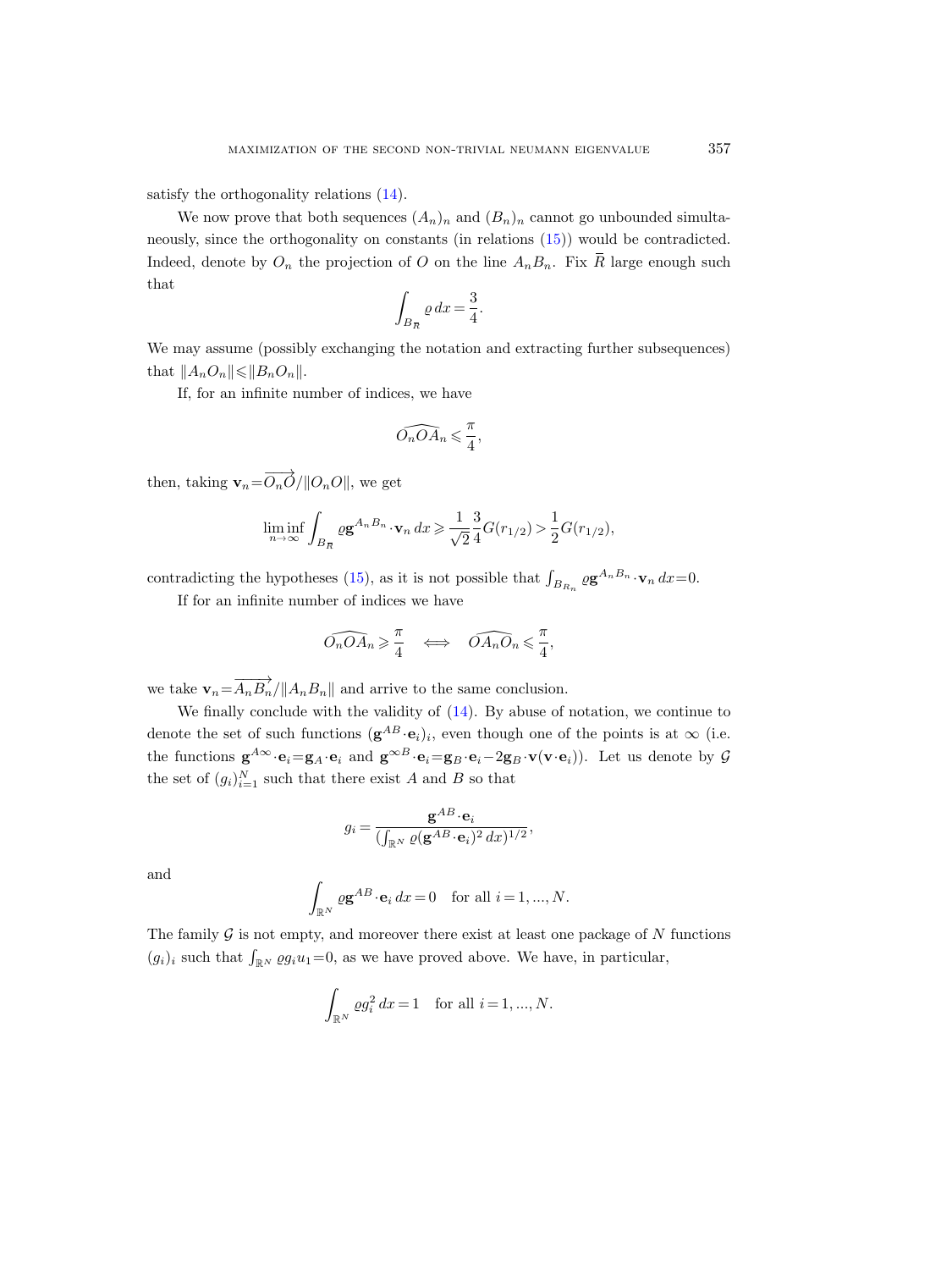satisfy the orthogonality relations (14).

We now prove that both sequences $(A_n)_n$ and $(B_n)_n$ cannot go unbounded simultaneously, since the orthogonality on constants (in relations (15)) would be contradicted. Indeed, denote by $O_n$ the projection of $O$ on the line $A_nB_n$. Fix $\overline{R}$ large enough such that

$$\int_{B_{\overline{R}}} \varrho\, dx = \frac{3}{4}.$$

We may assume (possibly exchanging the notation and extracting further subsequences) that $\|A_nO_n\| \leqslant \|B_nO_n\|$.

If, for an infinite number of indices, we have

$$\widehat{O_nOA_n} \leqslant \frac{\pi}{4},$$

then, taking $\mathbf{v}_n = \overrightarrow{O_nO}/\|O_nO\|$, we get

$$\liminf_{n\to\infty} \int_{B_{\overline{R}}} \varrho \mathbf{g}^{A_nB_n}\cdot \mathbf{v}_n\, dx \geqslant \frac{1}{\sqrt{2}}\frac{3}{4}G(r_{1/2}) > \frac{1}{2}G(r_{1/2}),$$

contradicting the hypotheses (15), as it is not possible that $\int_{B_{R_n}} \varrho \mathbf{g}^{A_nB_n}\cdot \mathbf{v}_n\, dx = 0$.

If for an infinite number of indices we have

$$\widehat{O_nOA_n} \geqslant \frac{\pi}{4} \quad\Longleftrightarrow\quad \widehat{OA_nO_n} \leqslant \frac{\pi}{4},$$

we take $\mathbf{v}_n = \overrightarrow{A_nB_n}/\|A_nB_n\|$ and arrive to the same conclusion.

We finally conclude with the validity of (14). By abuse of notation, we continue to denote the set of such functions $(\mathbf{g}^{AB}\cdot \mathbf{e}_i)_i$, even though one of the points is at $\infty$ (i.e. the functions $\mathbf{g}^{A\infty}\cdot \mathbf{e}_i = \mathbf{g}_A\cdot \mathbf{e}_i$ and $\mathbf{g}^{\infty B}\cdot \mathbf{e}_i = \mathbf{g}_B\cdot \mathbf{e}_i - 2\mathbf{g}_B\cdot \mathbf{v}(\mathbf{v}\cdot \mathbf{e}_i)$). Let us denote by $\mathcal{G}$ the set of $(g_i)_{i=1}^N$ such that there exist $A$ and $B$ so that

$$g_i = \frac{\mathbf{g}^{AB}\cdot \mathbf{e}_i}{\left(\int_{\mathbb{R}^N} \varrho (\mathbf{g}^{AB}\cdot \mathbf{e}_i)^2\, dx\right)^{1/2}},$$

and

$$\int_{\mathbb{R}^N} \varrho \mathbf{g}^{AB}\cdot \mathbf{e}_i\, dx = 0 \quad \text{for all } i = 1, ..., N.$$

The family $\mathcal{G}$ is not empty, and moreover there exist at least one package of $N$ functions $(g_i)_i$ such that $\int_{\mathbb{R}^N} \varrho g_i u_1 = 0$, as we have proved above. We have, in particular,

$$\int_{\mathbb{R}^N} \varrho g_i^2\, dx = 1 \quad \text{for all } i = 1, ..., N.$$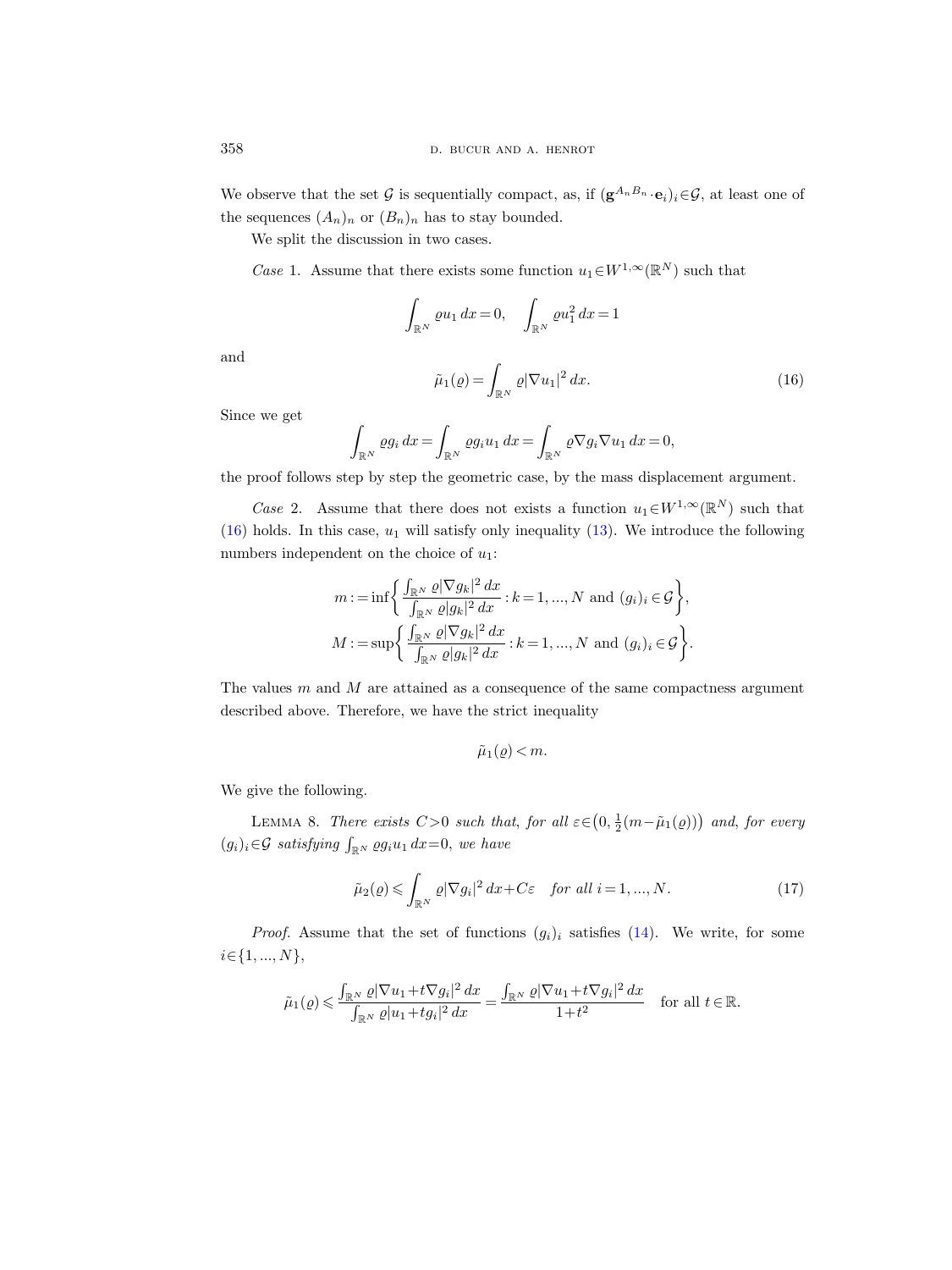We observe that the set $\mathcal{G}$ is sequentially compact, as, if $(\mathbf{g}^{A_n B_n}\cdot\mathbf{e}_i)_i\in\mathcal{G}$, at least one of the sequences $(A_n)_n$ or $(B_n)_n$ has to stay bounded.

We split the discussion in two cases.

*Case* 1. Assume that there exists some function $u_1\in W^{1,\infty}(\mathbb{R}^N)$ such that

$$\int_{\mathbb{R}^N}\varrho u_1\,dx=0,\quad \int_{\mathbb{R}^N}\varrho u_1^2\,dx=1$$

and

$$\tilde{\mu}_1(\varrho)=\int_{\mathbb{R}^N}\varrho|\nabla u_1|^2\,dx. \tag{16}$$

Since we get

$$\int_{\mathbb{R}^N}\varrho g_i\,dx=\int_{\mathbb{R}^N}\varrho g_i u_1\,dx=\int_{\mathbb{R}^N}\varrho\nabla g_i\nabla u_1\,dx=0,$$

the proof follows step by step the geometric case, by the mass displacement argument.

*Case* 2. Assume that there does not exists a function $u_1\in W^{1,\infty}(\mathbb{R}^N)$ such that (16) holds. In this case, $u_1$ will satisfy only inequality (13). We introduce the following numbers independent on the choice of $u_1$:

$$m:=\inf\left\{\frac{\int_{\mathbb{R}^N}\varrho|\nabla g_k|^2\,dx}{\int_{\mathbb{R}^N}\varrho|g_k|^2\,dx}:k=1,\dots,N\text{ and }(g_i)_i\in\mathcal{G}\right\},$$
$$M:=\sup\left\{\frac{\int_{\mathbb{R}^N}\varrho|\nabla g_k|^2\,dx}{\int_{\mathbb{R}^N}\varrho|g_k|^2\,dx}:k=1,\dots,N\text{ and }(g_i)_i\in\mathcal{G}\right\}.$$

The values $m$ and $M$ are attained as a consequence of the same compactness argument described above. Therefore, we have the strict inequality

$$\tilde{\mu}_1(\varrho)<m.$$

We give the following.

Lemma 8. *There exists $C>0$ such that, for all $\varepsilon\in\big(0,\frac{1}{2}(m-\tilde{\mu}_1(\varrho))\big)$ and, for every $(g_i)_i\in\mathcal{G}$ satisfying $\int_{\mathbb{R}^N}\varrho g_i u_1\,dx=0$, we have*

$$\tilde{\mu}_2(\varrho)\leqslant\int_{\mathbb{R}^N}\varrho|\nabla g_i|^2\,dx+C\varepsilon\quad\textit{for all } i=1,\dots,N. \tag{17}$$

*Proof.* Assume that the set of functions $(g_i)_i$ satisfies (14). We write, for some $i\in\{1,\dots,N\}$,

$$\tilde{\mu}_1(\varrho)\leqslant\frac{\int_{\mathbb{R}^N}\varrho|\nabla u_1+t\nabla g_i|^2\,dx}{\int_{\mathbb{R}^N}\varrho|u_1+tg_i|^2\,dx}=\frac{\int_{\mathbb{R}^N}\varrho|\nabla u_1+t\nabla g_i|^2\,dx}{1+t^2}\quad\text{for all } t\in\mathbb{R}.$$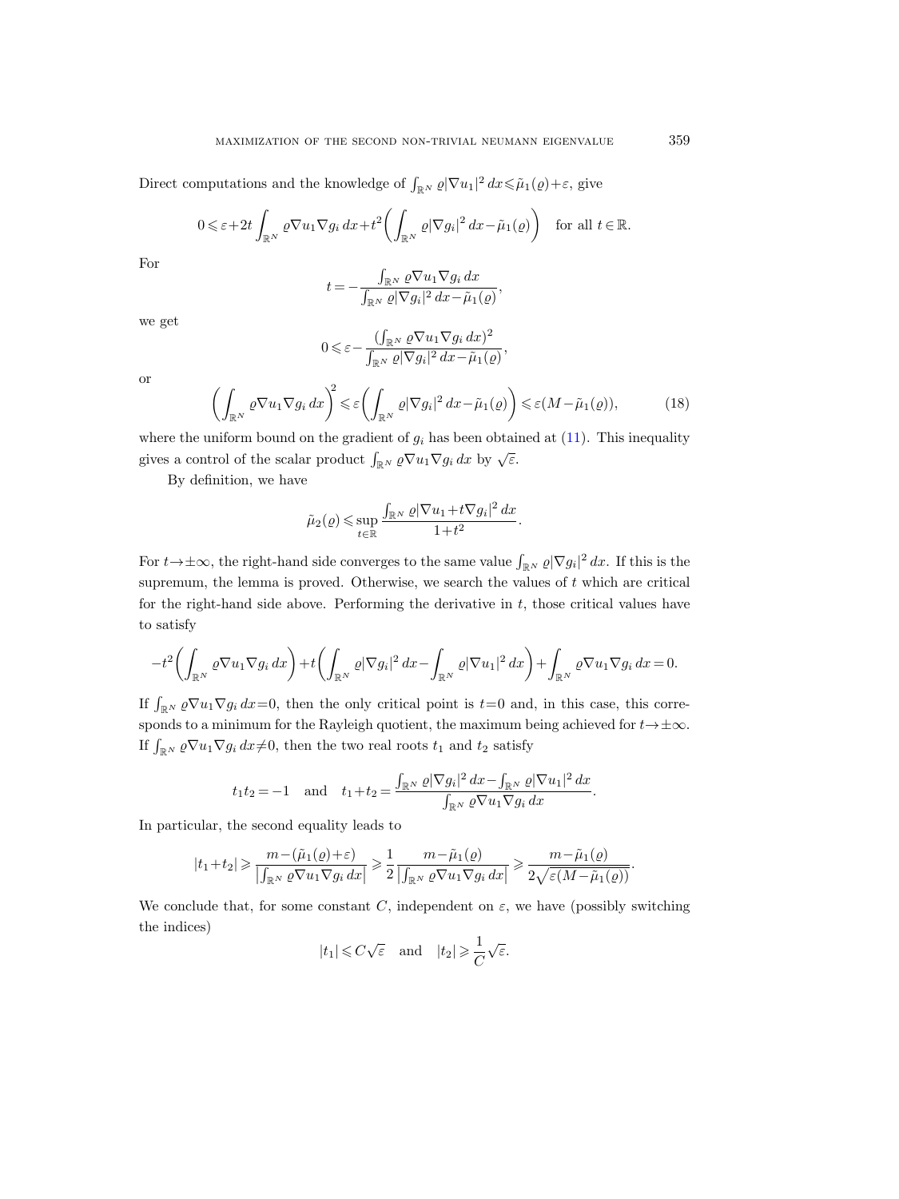Direct computations and the knowledge of $\int_{\mathbb{R}^N} \varrho|\nabla u_1|^2\,dx \leqslant \tilde{\mu}_1(\varrho)+\varepsilon$, give

$$0 \leqslant \varepsilon + 2t\int_{\mathbb{R}^N} \varrho \nabla u_1 \nabla g_i\,dx + t^2\bigg(\int_{\mathbb{R}^N} \varrho|\nabla g_i|^2\,dx - \tilde{\mu}_1(\varrho)\bigg) \quad \text{for all } t\in\mathbb{R}.$$

For

$$t = -\frac{\int_{\mathbb{R}^N} \varrho\nabla u_1 \nabla g_i\,dx}{\int_{\mathbb{R}^N} \varrho|\nabla g_i|^2\,dx - \tilde{\mu}_1(\varrho)},$$

we get

$$0 \leqslant \varepsilon - \frac{(\int_{\mathbb{R}^N} \varrho\nabla u_1 \nabla g_i\,dx)^2}{\int_{\mathbb{R}^N} \varrho|\nabla g_i|^2\,dx - \tilde{\mu}_1(\varrho)},$$

or

$$\bigg(\int_{\mathbb{R}^N} \varrho\nabla u_1\nabla g_i\,dx\bigg)^2 \leqslant \varepsilon\bigg(\int_{\mathbb{R}^N} \varrho|\nabla g_i|^2\,dx - \tilde{\mu}_1(\varrho)\bigg) \leqslant \varepsilon(M-\tilde{\mu}_1(\varrho)), \tag{18}$$

where the uniform bound on the gradient of $g_i$ has been obtained at (11). This inequality gives a control of the scalar product $\int_{\mathbb{R}^N} \varrho\nabla u_1\nabla g_i\,dx$ by $\sqrt{\varepsilon}$.

By definition, we have

$$\tilde{\mu}_2(\varrho) \leqslant \sup_{t\in\mathbb{R}} \frac{\int_{\mathbb{R}^N} \varrho|\nabla u_1 + t\nabla g_i|^2\,dx}{1+t^2}.$$

For $t\to\pm\infty$, the right-hand side converges to the same value $\int_{\mathbb{R}^N} \varrho|\nabla g_i|^2\,dx$. If this is the supremum, the lemma is proved. Otherwise, we search the values of $t$ which are critical for the right-hand side above. Performing the derivative in $t$, those critical values have to satisfy

$$-t^2\bigg(\int_{\mathbb{R}^N} \varrho\nabla u_1\nabla g_i\,dx\bigg) + t\bigg(\int_{\mathbb{R}^N} \varrho|\nabla g_i|^2\,dx - \int_{\mathbb{R}^N} \varrho|\nabla u_1|^2\,dx\bigg) + \int_{\mathbb{R}^N} \varrho\nabla u_1\nabla g_i\,dx = 0.$$

If $\int_{\mathbb{R}^N} \varrho\nabla u_1\nabla g_i\,dx = 0$, then the only critical point is $t=0$ and, in this case, this corresponds to a minimum for the Rayleigh quotient, the maximum being achieved for $t\to\pm\infty$. If $\int_{\mathbb{R}^N} \varrho\nabla u_1\nabla g_i\,dx \neq 0$, then the two real roots $t_1$ and $t_2$ satisfy

$$t_1t_2 = -1 \quad \text{and} \quad t_1+t_2 = \frac{\int_{\mathbb{R}^N} \varrho|\nabla g_i|^2\,dx - \int_{\mathbb{R}^N} \varrho|\nabla u_1|^2\,dx}{\int_{\mathbb{R}^N} \varrho\nabla u_1\nabla g_i\,dx}.$$

In particular, the second equality leads to

$$|t_1+t_2| \geqslant \frac{m-(\tilde{\mu}_1(\varrho)+\varepsilon)}{\left|\int_{\mathbb{R}^N} \varrho\nabla u_1\nabla g_i\,dx\right|} \geqslant \frac{1}{2}\frac{m-\tilde{\mu}_1(\varrho)}{\left|\int_{\mathbb{R}^N} \varrho\nabla u_1\nabla g_i\,dx\right|} \geqslant \frac{m-\tilde{\mu}_1(\varrho)}{2\sqrt{\varepsilon(M-\tilde{\mu}_1(\varrho))}}.$$

We conclude that, for some constant $C$, independent on $\varepsilon$, we have (possibly switching the indices)

$$|t_1| \leqslant C\sqrt{\varepsilon} \quad \text{and} \quad |t_2| \geqslant \frac{1}{C}\sqrt{\varepsilon}.$$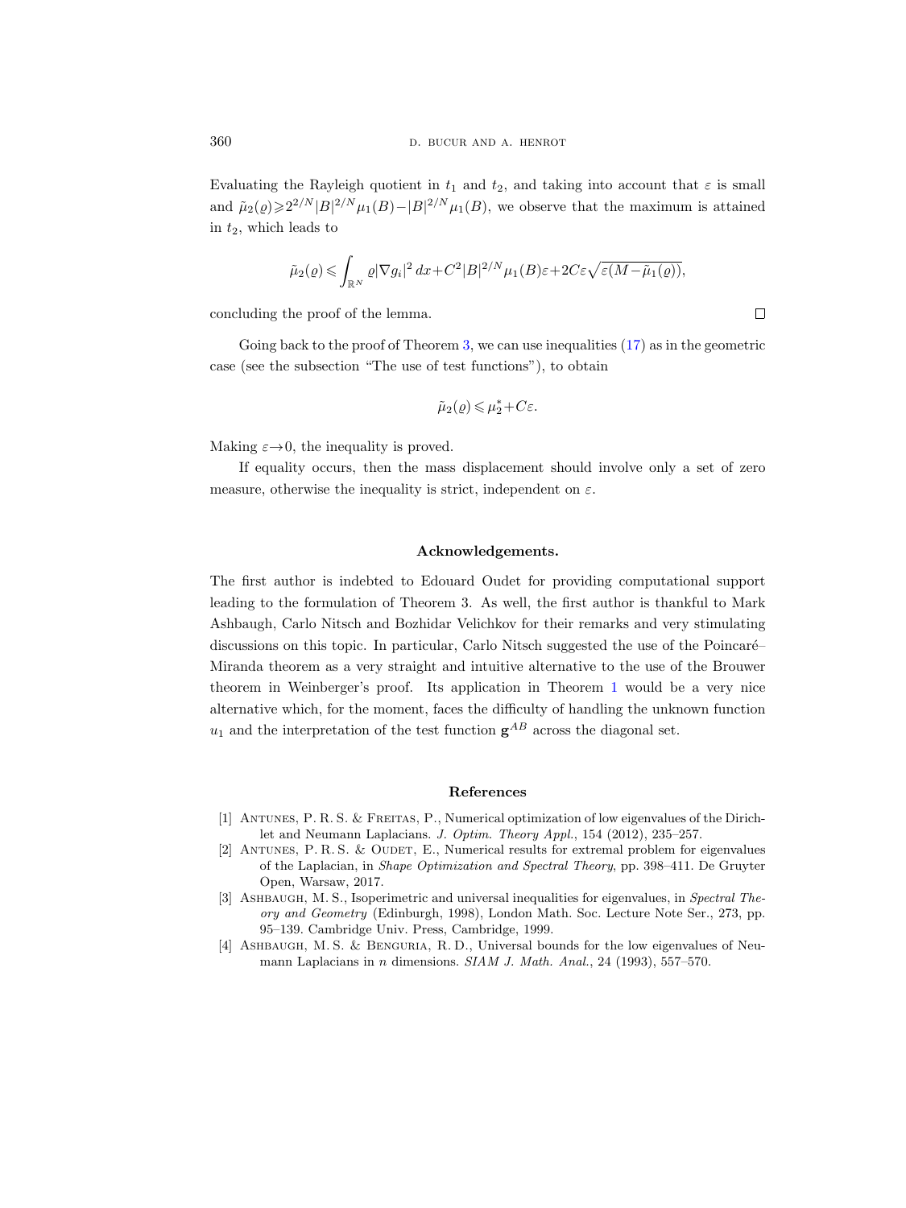Evaluating the Rayleigh quotient in $t_1$ and $t_2$, and taking into account that $\varepsilon$ is small and $\tilde{\mu}_2(\varrho) \geqslant 2^{2/N}|B|^{2/N}\mu_1(B) - |B|^{2/N}\mu_1(B)$, we observe that the maximum is attained in $t_2$, which leads to

$$\tilde{\mu}_2(\varrho) \leqslant \int_{\mathbb{R}^N} \varrho |\nabla g_i|^2 \, dx + C^2 |B|^{2/N} \mu_1(B)\varepsilon + 2C\varepsilon\sqrt{\varepsilon(M - \tilde{\mu}_1(\varrho))},$$

concluding the proof of the lemma. □

Going back to the proof of Theorem 3, we can use inequalities (17) as in the geometric case (see the subsection "The use of test functions"), to obtain

$$\tilde{\mu}_2(\varrho) \leqslant \mu_2^* + C\varepsilon.$$

Making $\varepsilon \to 0$, the inequality is proved.

If equality occurs, then the mass displacement should involve only a set of zero measure, otherwise the inequality is strict, independent on $\varepsilon$.

### Acknowledgements.

The first author is indebted to Edouard Oudet for providing computational support leading to the formulation of Theorem 3. As well, the first author is thankful to Mark Ashbaugh, Carlo Nitsch and Bozhidar Velichkov for their remarks and very stimulating discussions on this topic. In particular, Carlo Nitsch suggested the use of the Poincaré–Miranda theorem as a very straight and intuitive alternative to the use of the Brouwer theorem in Weinberger's proof. Its application in Theorem 1 would be a very nice alternative which, for the moment, faces the difficulty of handling the unknown function $u_1$ and the interpretation of the test function $\mathbf{g}^{AB}$ across the diagonal set.

## References

[1] Antunes, P. R. S. & Freitas, P., Numerical optimization of low eigenvalues of the Dirichlet and Neumann Laplacians. *J. Optim. Theory Appl.*, 154 (2012), 235–257.

[2] Antunes, P. R. S. & Oudet, E., Numerical results for extremal problem for eigenvalues of the Laplacian, in *Shape Optimization and Spectral Theory*, pp. 398–411. De Gruyter Open, Warsaw, 2017.

[3] Ashbaugh, M. S., Isoperimetric and universal inequalities for eigenvalues, in *Spectral Theory and Geometry* (Edinburgh, 1998), London Math. Soc. Lecture Note Ser., 273, pp. 95–139. Cambridge Univ. Press, Cambridge, 1999.

[4] Ashbaugh, M. S. & Benguria, R. D., Universal bounds for the low eigenvalues of Neumann Laplacians in $n$ dimensions. *SIAM J. Math. Anal.*, 24 (1993), 557–570.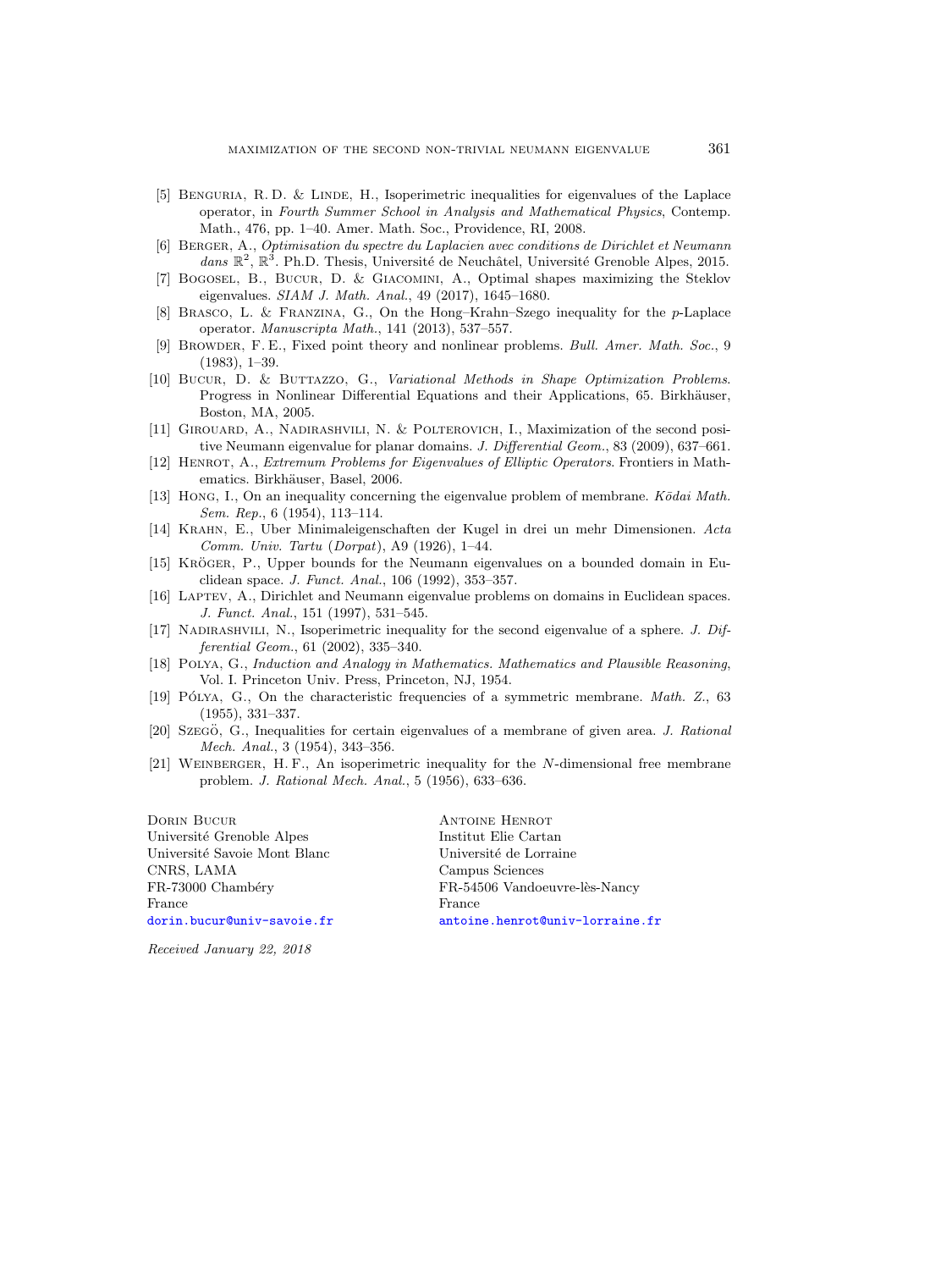[5] Benguria, R. D. & Linde, H., Isoperimetric inequalities for eigenvalues of the Laplace operator, in *Fourth Summer School in Analysis and Mathematical Physics*, Contemp. Math., 476, pp. 1–40. Amer. Math. Soc., Providence, RI, 2008.

[6] Berger, A., *Optimisation du spectre du Laplacien avec conditions de Dirichlet et Neumann dans* $\mathbb{R}^2$, $\mathbb{R}^3$. Ph.D. Thesis, Université de Neuchâtel, Université Grenoble Alpes, 2015.

[7] Bogosel, B., Bucur, D. & Giacomini, A., Optimal shapes maximizing the Steklov eigenvalues. *SIAM J. Math. Anal.*, 49 (2017), 1645–1680.

[8] Brasco, L. & Franzina, G., On the Hong–Krahn–Szego inequality for the $p$-Laplace operator. *Manuscripta Math.*, 141 (2013), 537–557.

[9] Browder, F. E., Fixed point theory and nonlinear problems. *Bull. Amer. Math. Soc.*, 9 (1983), 1–39.

[10] Bucur, D. & Buttazzo, G., *Variational Methods in Shape Optimization Problems*. Progress in Nonlinear Differential Equations and their Applications, 65. Birkhäuser, Boston, MA, 2005.

[11] Girouard, A., Nadirashvili, N. & Polterovich, I., Maximization of the second positive Neumann eigenvalue for planar domains. *J. Differential Geom.*, 83 (2009), 637–661.

[12] Henrot, A., *Extremum Problems for Eigenvalues of Elliptic Operators*. Frontiers in Mathematics. Birkhäuser, Basel, 2006.

[13] Hong, I., On an inequality concerning the eigenvalue problem of membrane. *Kōdai Math. Sem. Rep.*, 6 (1954), 113–114.

[14] Krahn, E., Uber Minimaleigenschaften der Kugel in drei un mehr Dimensionen. *Acta Comm. Univ. Tartu* (*Dorpat*), A9 (1926), 1–44.

[15] Kröger, P., Upper bounds for the Neumann eigenvalues on a bounded domain in Euclidean space. *J. Funct. Anal.*, 106 (1992), 353–357.

[16] Laptev, A., Dirichlet and Neumann eigenvalue problems on domains in Euclidean spaces. *J. Funct. Anal.*, 151 (1997), 531–545.

[17] Nadirashvili, N., Isoperimetric inequality for the second eigenvalue of a sphere. *J. Differential Geom.*, 61 (2002), 335–340.

[18] Polya, G., *Induction and Analogy in Mathematics. Mathematics and Plausible Reasoning*, Vol. I. Princeton Univ. Press, Princeton, NJ, 1954.

[19] Pólya, G., On the characteristic frequencies of a symmetric membrane. *Math. Z.*, 63 (1955), 331–337.

[20] Szegö, G., Inequalities for certain eigenvalues of a membrane of given area. *J. Rational Mech. Anal.*, 3 (1954), 343–356.

[21] Weinberger, H. F., An isoperimetric inequality for the $N$-dimensional free membrane problem. *J. Rational Mech. Anal.*, 5 (1956), 633–636.

Dorin Bucur
Université Grenoble Alpes
Université Savoie Mont Blanc
CNRS, LAMA
FR-73000 Chambéry
France
dorin.bucur@univ-savoie.fr

Antoine Henrot
Institut Elie Cartan
Université de Lorraine
Campus Sciences
FR-54506 Vandoeuvre-lès-Nancy
France
antoine.henrot@univ-lorraine.fr

*Received January 22, 2018*